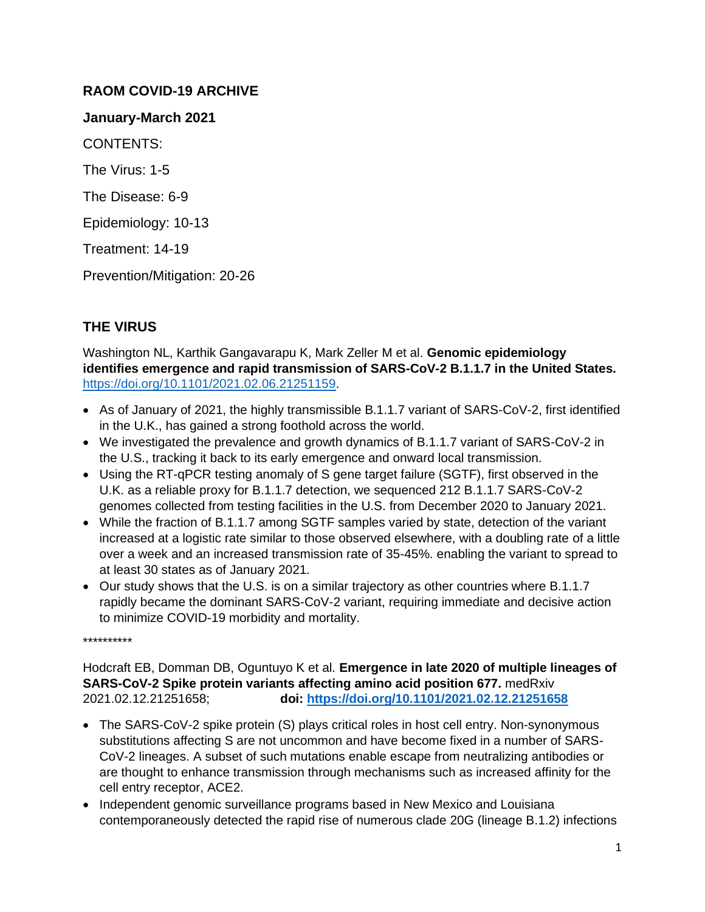**RAOM COVID-19 ARCHIVE**

**January-March 2021**

CONTENTS:

The Virus: 1-5

The Disease: 6-9

Epidemiology: 10-13

Treatment: 14-19

Prevention/Mitigation: 20-26

## THE VIRUS

Washington NL, Karthik Gangavarapu K, Mark Zeller M et al. **Genomic epidemiology identifies emergence and rapid transmission of SARS-CoV-2 B.1.1.7 in the United States.** https://doi.org/10.1101/2021.02.06.21251159.

- As of January of 2021, the highly transmissible B.1.1.7 variant of SARS-CoV-2, first identified in the U.K., has gained a strong foothold across the world.
- We investigated the prevalence and growth dynamics of B.1.1.7 variant of SARS-CoV-2 in the U.S., tracking it back to its early emergence and onward local transmission.
- Using the RT-qPCR testing anomaly of S gene target failure (SGTF), first observed in the U.K. as a reliable proxy for B.1.1.7 detection, we sequenced 212 B.1.1.7 SARS-CoV-2 genomes collected from testing facilities in the U.S. from December 2020 to January 2021.
- While the fraction of B.1.1.7 among SGTF samples varied by state, detection of the variant increased at a logistic rate similar to those observed elsewhere, with a doubling rate of a little over a week and an increased transmission rate of 35-45%. enabling the variant to spread to at least 30 states as of January 2021.
- Our study shows that the U.S. is on a similar trajectory as other countries where B.1.1.7 rapidly became the dominant SARS-CoV-2 variant, requiring immediate and decisive action to minimize COVID-19 morbidity and mortality.

**********

Hodcraft EB, Domman DB, Oguntuyo K et al. **Emergence in late 2020 of multiple lineages of SARS-CoV-2 Spike protein variants affecting amino acid position 677.** medRxiv 2021.02.12.21251658; **doi: https://doi.org/10.1101/2021.02.12.21251658**

- The SARS-CoV-2 spike protein (S) plays critical roles in host cell entry. Non-synonymous substitutions affecting S are not uncommon and have become fixed in a number of SARS-CoV-2 lineages. A subset of such mutations enable escape from neutralizing antibodies or are thought to enhance transmission through mechanisms such as increased affinity for the cell entry receptor, ACE2.
- Independent genomic surveillance programs based in New Mexico and Louisiana contemporaneously detected the rapid rise of numerous clade 20G (lineage B.1.2) infections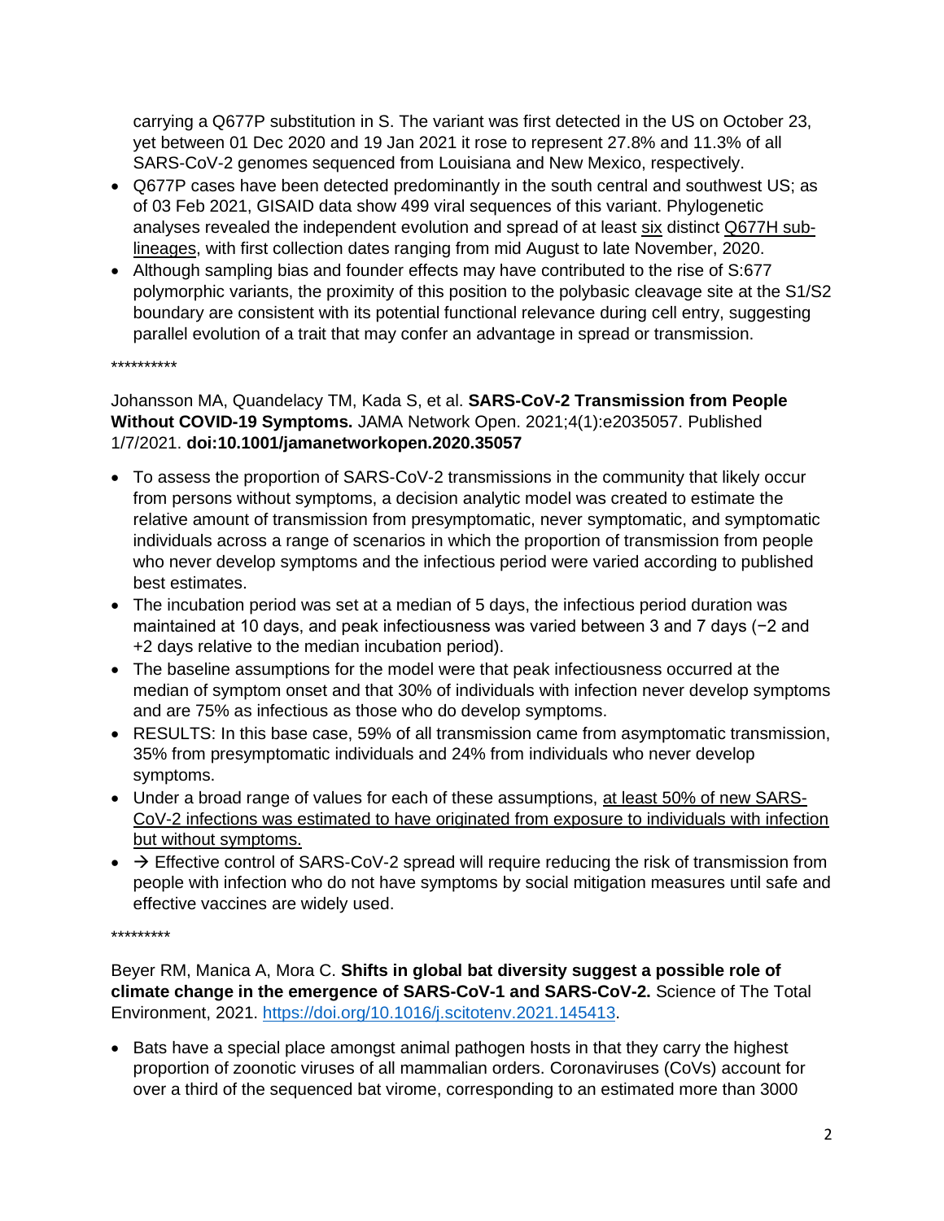carrying a Q677P substitution in S. The variant was first detected in the US on October 23, yet between 01 Dec 2020 and 19 Jan 2021 it rose to represent 27.8% and 11.3% of all SARS-CoV-2 genomes sequenced from Louisiana and New Mexico, respectively.

- Q677P cases have been detected predominantly in the south central and southwest US; as of 03 Feb 2021, GISAID data show 499 viral sequences of this variant. Phylogenetic analyses revealed the independent evolution and spread of at least <u>six</u> distinct <u>Q677H sub-lineages</u>, with first collection dates ranging from mid August to late November, 2020.
- Although sampling bias and founder effects may have contributed to the rise of S:677 polymorphic variants, the proximity of this position to the polybasic cleavage site at the S1/S2 boundary are consistent with its potential functional relevance during cell entry, suggesting parallel evolution of a trait that may confer an advantage in spread or transmission.

**********

Johansson MA, Quandelacy TM, Kada S, et al. **SARS-CoV-2 Transmission from People Without COVID-19 Symptoms.** JAMA Network Open. 2021;4(1):e2035057. Published 1/7/2021. **doi:10.1001/jamanetworkopen.2020.35057**

- To assess the proportion of SARS-CoV-2 transmissions in the community that likely occur from persons without symptoms, a decision analytic model was created to estimate the relative amount of transmission from presymptomatic, never symptomatic, and symptomatic individuals across a range of scenarios in which the proportion of transmission from people who never develop symptoms and the infectious period were varied according to published best estimates.
- The incubation period was set at a median of 5 days, the infectious period duration was maintained at 10 days, and peak infectiousness was varied between 3 and 7 days (−2 and +2 days relative to the median incubation period).
- The baseline assumptions for the model were that peak infectiousness occurred at the median of symptom onset and that 30% of individuals with infection never develop symptoms and are 75% as infectious as those who do develop symptoms.
- RESULTS: In this base case, 59% of all transmission came from asymptomatic transmission, 35% from presymptomatic individuals and 24% from individuals who never develop symptoms.
- Under a broad range of values for each of these assumptions, <u>at least 50% of new SARS-CoV-2 infections was estimated to have originated from exposure to individuals with infection but without symptoms.</u>
- → Effective control of SARS-CoV-2 spread will require reducing the risk of transmission from people with infection who do not have symptoms by social mitigation measures until safe and effective vaccines are widely used.

*********

Beyer RM, Manica A, Mora C. **Shifts in global bat diversity suggest a possible role of climate change in the emergence of SARS-CoV-1 and SARS-CoV-2.** Science of The Total Environment, 2021. [https://doi.org/10.1016/j.scitotenv.2021.145413](https://doi.org/10.1016/j.scitotenv.2021.145413).

- Bats have a special place amongst animal pathogen hosts in that they carry the highest proportion of zoonotic viruses of all mammalian orders. Coronaviruses (CoVs) account for over a third of the sequenced bat virome, corresponding to an estimated more than 3000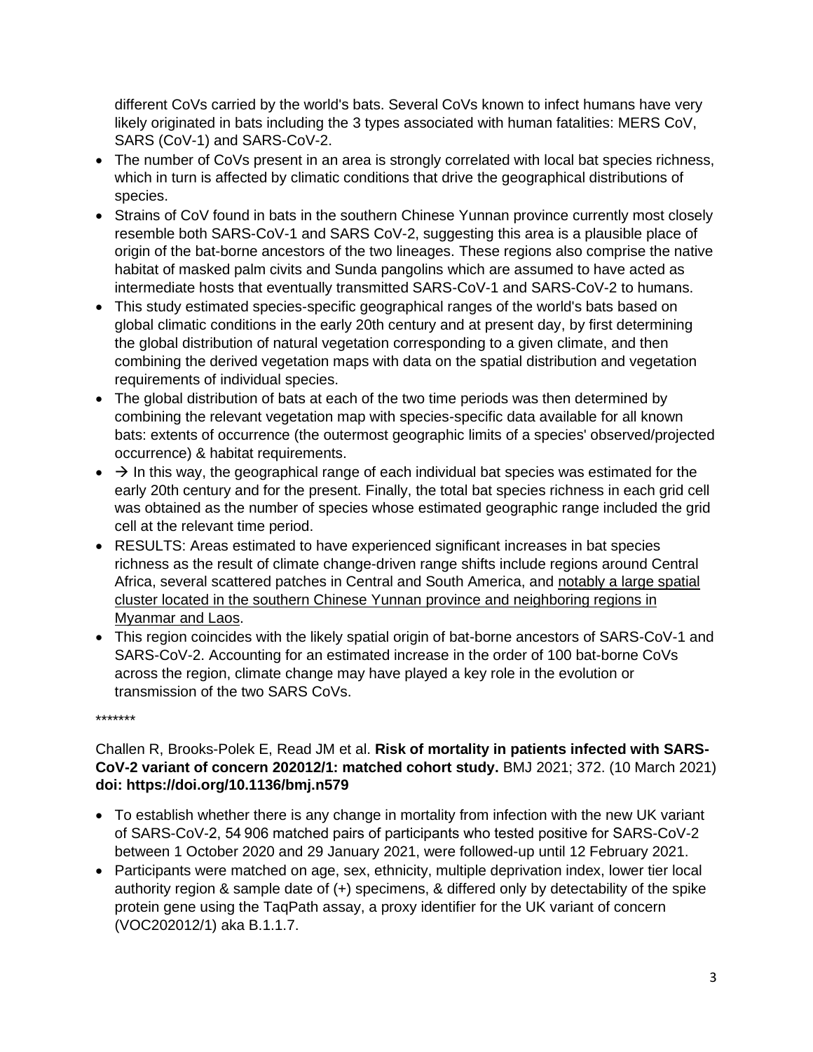different CoVs carried by the world's bats. Several CoVs known to infect humans have very likely originated in bats including the 3 types associated with human fatalities: MERS CoV, SARS (CoV-1) and SARS-CoV-2.

- The number of CoVs present in an area is strongly correlated with local bat species richness, which in turn is affected by climatic conditions that drive the geographical distributions of species.
- Strains of CoV found in bats in the southern Chinese Yunnan province currently most closely resemble both SARS-CoV-1 and SARS CoV-2, suggesting this area is a plausible place of origin of the bat-borne ancestors of the two lineages. These regions also comprise the native habitat of masked palm civits and Sunda pangolins which are assumed to have acted as intermediate hosts that eventually transmitted SARS-CoV-1 and SARS-CoV-2 to humans.
- This study estimated species-specific geographical ranges of the world's bats based on global climatic conditions in the early 20th century and at present day, by first determining the global distribution of natural vegetation corresponding to a given climate, and then combining the derived vegetation maps with data on the spatial distribution and vegetation requirements of individual species.
- The global distribution of bats at each of the two time periods was then determined by combining the relevant vegetation map with species-specific data available for all known bats: extents of occurrence (the outermost geographic limits of a species' observed/projected occurrence) & habitat requirements.
- → In this way, the geographical range of each individual bat species was estimated for the early 20th century and for the present. Finally, the total bat species richness in each grid cell was obtained as the number of species whose estimated geographic range included the grid cell at the relevant time period.
- RESULTS: Areas estimated to have experienced significant increases in bat species richness as the result of climate change-driven range shifts include regions around Central Africa, several scattered patches in Central and South America, and <u>notably a large spatial cluster located in the southern Chinese Yunnan province and neighboring regions in Myanmar and Laos</u>.
- This region coincides with the likely spatial origin of bat-borne ancestors of SARS-CoV-1 and SARS-CoV-2. Accounting for an estimated increase in the order of 100 bat-borne CoVs across the region, climate change may have played a key role in the evolution or transmission of the two SARS CoVs.

*******

Challen R, Brooks-Polek E, Read JM et al. **Risk of mortality in patients infected with SARS-CoV-2 variant of concern 202012/1: matched cohort study.** BMJ 2021; 372. (10 March 2021) **doi: https://doi.org/10.1136/bmj.n579**

- To establish whether there is any change in mortality from infection with the new UK variant of SARS-CoV-2, 54 906 matched pairs of participants who tested positive for SARS-CoV-2 between 1 October 2020 and 29 January 2021, were followed-up until 12 February 2021.
- Participants were matched on age, sex, ethnicity, multiple deprivation index, lower tier local authority region & sample date of (+) specimens, & differed only by detectability of the spike protein gene using the TaqPath assay, a proxy identifier for the UK variant of concern (VOC202012/1) aka B.1.1.7.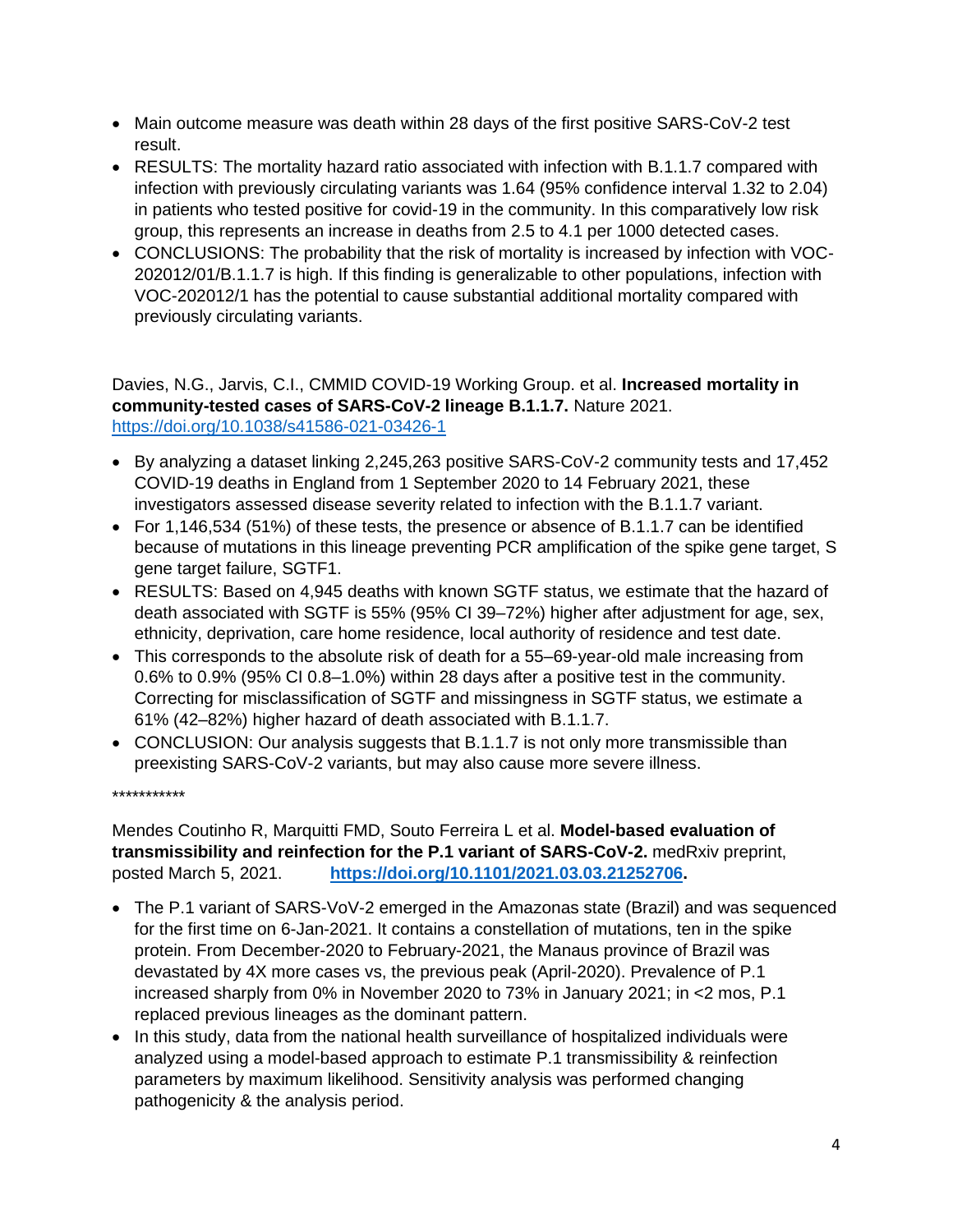- Main outcome measure was death within 28 days of the first positive SARS-CoV-2 test result.
- RESULTS: The mortality hazard ratio associated with infection with B.1.1.7 compared with infection with previously circulating variants was 1.64 (95% confidence interval 1.32 to 2.04) in patients who tested positive for covid-19 in the community. In this comparatively low risk group, this represents an increase in deaths from 2.5 to 4.1 per 1000 detected cases.
- CONCLUSIONS: The probability that the risk of mortality is increased by infection with VOC-202012/01/B.1.1.7 is high. If this finding is generalizable to other populations, infection with VOC-202012/1 has the potential to cause substantial additional mortality compared with previously circulating variants.

Davies, N.G., Jarvis, C.I., CMMID COVID-19 Working Group. et al. **Increased mortality in community-tested cases of SARS-CoV-2 lineage B.1.1.7.** Nature 2021. https://doi.org/10.1038/s41586-021-03426-1

- By analyzing a dataset linking 2,245,263 positive SARS-CoV-2 community tests and 17,452 COVID-19 deaths in England from 1 September 2020 to 14 February 2021, these investigators assessed disease severity related to infection with the B.1.1.7 variant.
- For 1,146,534 (51%) of these tests, the presence or absence of B.1.1.7 can be identified because of mutations in this lineage preventing PCR amplification of the spike gene target, S gene target failure, SGTF1.
- RESULTS: Based on 4,945 deaths with known SGTF status, we estimate that the hazard of death associated with SGTF is 55% (95% CI 39–72%) higher after adjustment for age, sex, ethnicity, deprivation, care home residence, local authority of residence and test date.
- This corresponds to the absolute risk of death for a 55–69-year-old male increasing from 0.6% to 0.9% (95% CI 0.8–1.0%) within 28 days after a positive test in the community. Correcting for misclassification of SGTF and missingness in SGTF status, we estimate a 61% (42–82%) higher hazard of death associated with B.1.1.7.
- CONCLUSION: Our analysis suggests that B.1.1.7 is not only more transmissible than preexisting SARS-CoV-2 variants, but may also cause more severe illness.

***********

Mendes Coutinho R, Marquitti FMD, Souto Ferreira L et al. **Model-based evaluation of transmissibility and reinfection for the P.1 variant of SARS-CoV-2.** medRxiv preprint, posted March 5, 2021. **https://doi.org/10.1101/2021.03.03.21252706.**

- The P.1 variant of SARS-VoV-2 emerged in the Amazonas state (Brazil) and was sequenced for the first time on 6-Jan-2021. It contains a constellation of mutations, ten in the spike protein. From December-2020 to February-2021, the Manaus province of Brazil was devastated by 4X more cases vs, the previous peak (April-2020). Prevalence of P.1 increased sharply from 0% in November 2020 to 73% in January 2021; in <2 mos, P.1 replaced previous lineages as the dominant pattern.
- In this study, data from the national health surveillance of hospitalized individuals were analyzed using a model-based approach to estimate P.1 transmissibility & reinfection parameters by maximum likelihood. Sensitivity analysis was performed changing pathogenicity & the analysis period.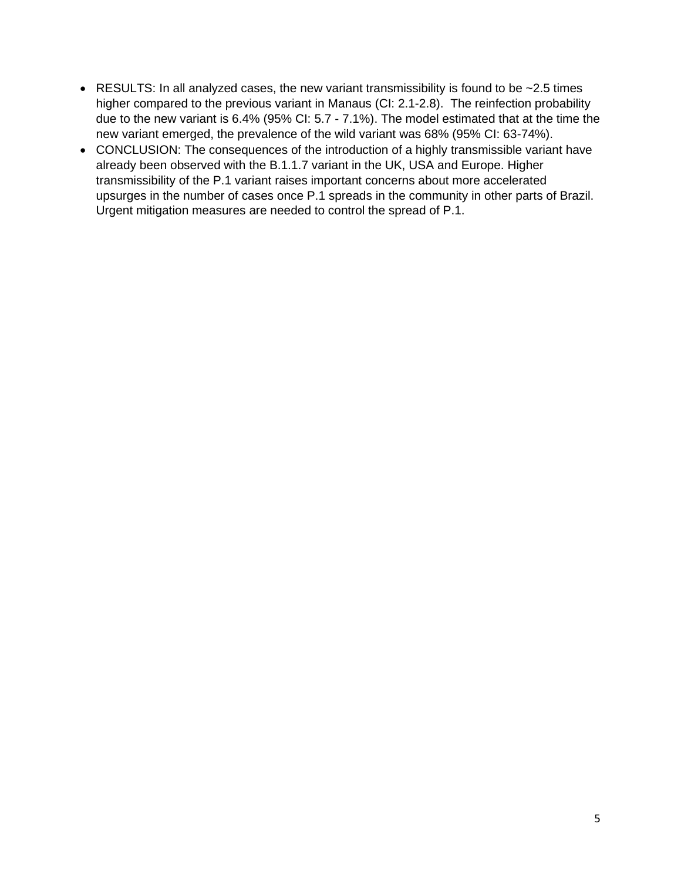- RESULTS: In all analyzed cases, the new variant transmissibility is found to be ~2.5 times higher compared to the previous variant in Manaus (CI: 2.1-2.8). The reinfection probability due to the new variant is 6.4% (95% CI: 5.7 - 7.1%). The model estimated that at the time the new variant emerged, the prevalence of the wild variant was 68% (95% CI: 63-74%).
- CONCLUSION: The consequences of the introduction of a highly transmissible variant have already been observed with the B.1.1.7 variant in the UK, USA and Europe. Higher transmissibility of the P.1 variant raises important concerns about more accelerated upsurges in the number of cases once P.1 spreads in the community in other parts of Brazil. Urgent mitigation measures are needed to control the spread of P.1.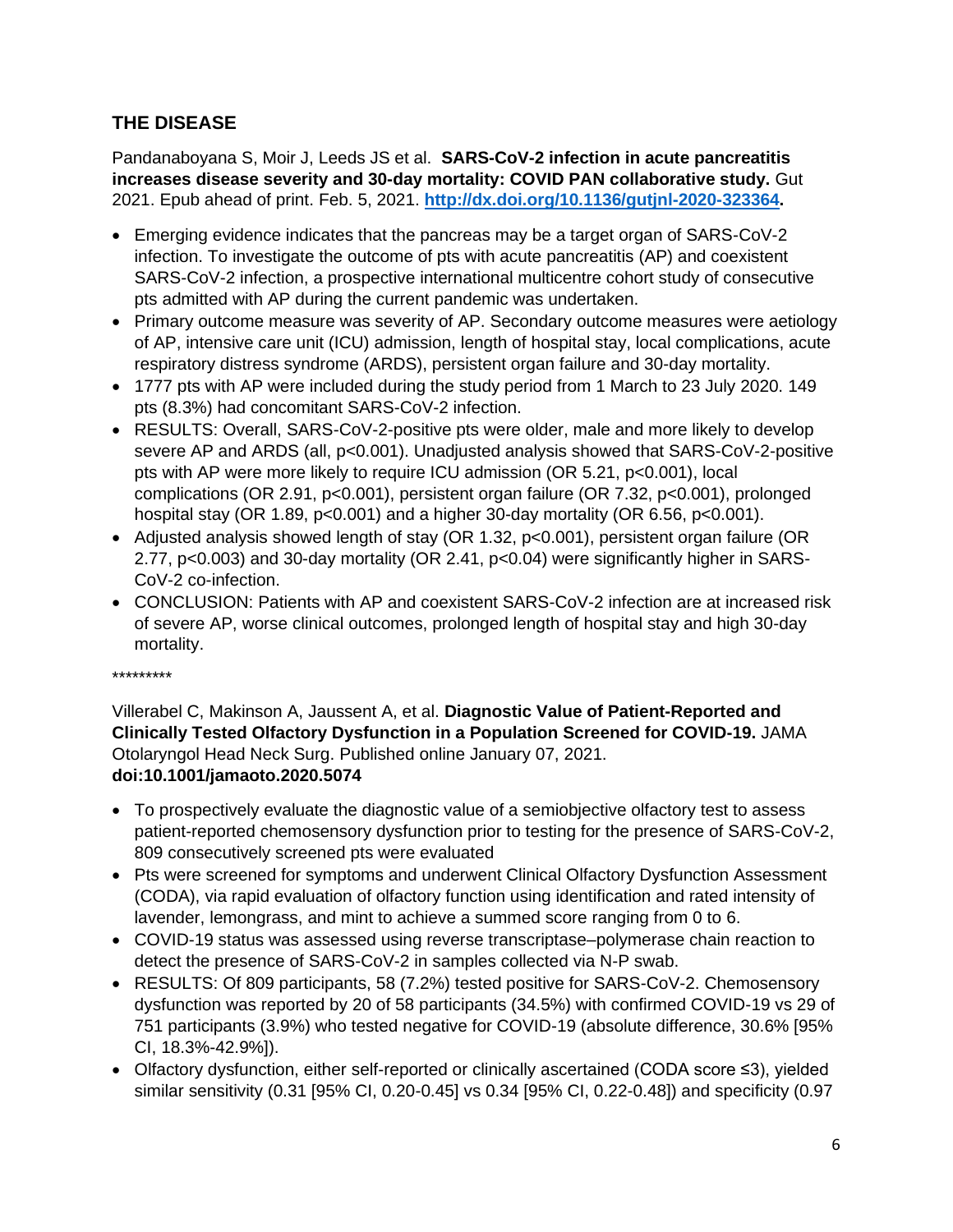## THE DISEASE

Pandanaboyana S, Moir J, Leeds JS et al. **SARS-CoV-2 infection in acute pancreatitis increases disease severity and 30-day mortality: COVID PAN collaborative study.** Gut 2021. Epub ahead of print. Feb. 5, 2021. **[http://dx.doi.org/10.1136/gutjnl-2020-323364](http://dx.doi.org/10.1136/gutjnl-2020-323364).**

- Emerging evidence indicates that the pancreas may be a target organ of SARS-CoV-2 infection. To investigate the outcome of pts with acute pancreatitis (AP) and coexistent SARS-CoV-2 infection, a prospective international multicentre cohort study of consecutive pts admitted with AP during the current pandemic was undertaken.
- Primary outcome measure was severity of AP. Secondary outcome measures were aetiology of AP, intensive care unit (ICU) admission, length of hospital stay, local complications, acute respiratory distress syndrome (ARDS), persistent organ failure and 30-day mortality.
- 1777 pts with AP were included during the study period from 1 March to 23 July 2020. 149 pts (8.3%) had concomitant SARS-CoV-2 infection.
- RESULTS: Overall, SARS-CoV-2-positive pts were older, male and more likely to develop severe AP and ARDS (all, $p<0.001$). Unadjusted analysis showed that SARS-CoV-2-positive pts with AP were more likely to require ICU admission (OR 5.21, $p<0.001$), local complications (OR 2.91, $p<0.001$), persistent organ failure (OR 7.32, $p<0.001$), prolonged hospital stay (OR 1.89, $p<0.001$) and a higher 30-day mortality (OR 6.56, $p<0.001$).
- Adjusted analysis showed length of stay (OR 1.32, $p<0.001$), persistent organ failure (OR 2.77, $p<0.003$) and 30-day mortality (OR 2.41, $p<0.04$) were significantly higher in SARS-CoV-2 co-infection.
- CONCLUSION: Patients with AP and coexistent SARS-CoV-2 infection are at increased risk of severe AP, worse clinical outcomes, prolonged length of hospital stay and high 30-day mortality.

*********

Villerabel C, Makinson A, Jaussent A, et al. **Diagnostic Value of Patient-Reported and Clinically Tested Olfactory Dysfunction in a Population Screened for COVID-19.** JAMA Otolaryngol Head Neck Surg. Published online January 07, 2021. **doi:10.1001/jamaoto.2020.5074**

- To prospectively evaluate the diagnostic value of a semiobjective olfactory test to assess patient-reported chemosensory dysfunction prior to testing for the presence of SARS-CoV-2, 809 consecutively screened pts were evaluated
- Pts were screened for symptoms and underwent Clinical Olfactory Dysfunction Assessment (CODA), via rapid evaluation of olfactory function using identification and rated intensity of lavender, lemongrass, and mint to achieve a summed score ranging from 0 to 6.
- COVID-19 status was assessed using reverse transcriptase–polymerase chain reaction to detect the presence of SARS-CoV-2 in samples collected via N-P swab.
- RESULTS: Of 809 participants, 58 (7.2%) tested positive for SARS-CoV-2. Chemosensory dysfunction was reported by 20 of 58 participants (34.5%) with confirmed COVID-19 vs 29 of 751 participants (3.9%) who tested negative for COVID-19 (absolute difference, 30.6% [95% CI, 18.3%-42.9%]).
- Olfactory dysfunction, either self-reported or clinically ascertained (CODA score ≤3), yielded similar sensitivity (0.31 [95% CI, 0.20-0.45] vs 0.34 [95% CI, 0.22-0.48]) and specificity (0.97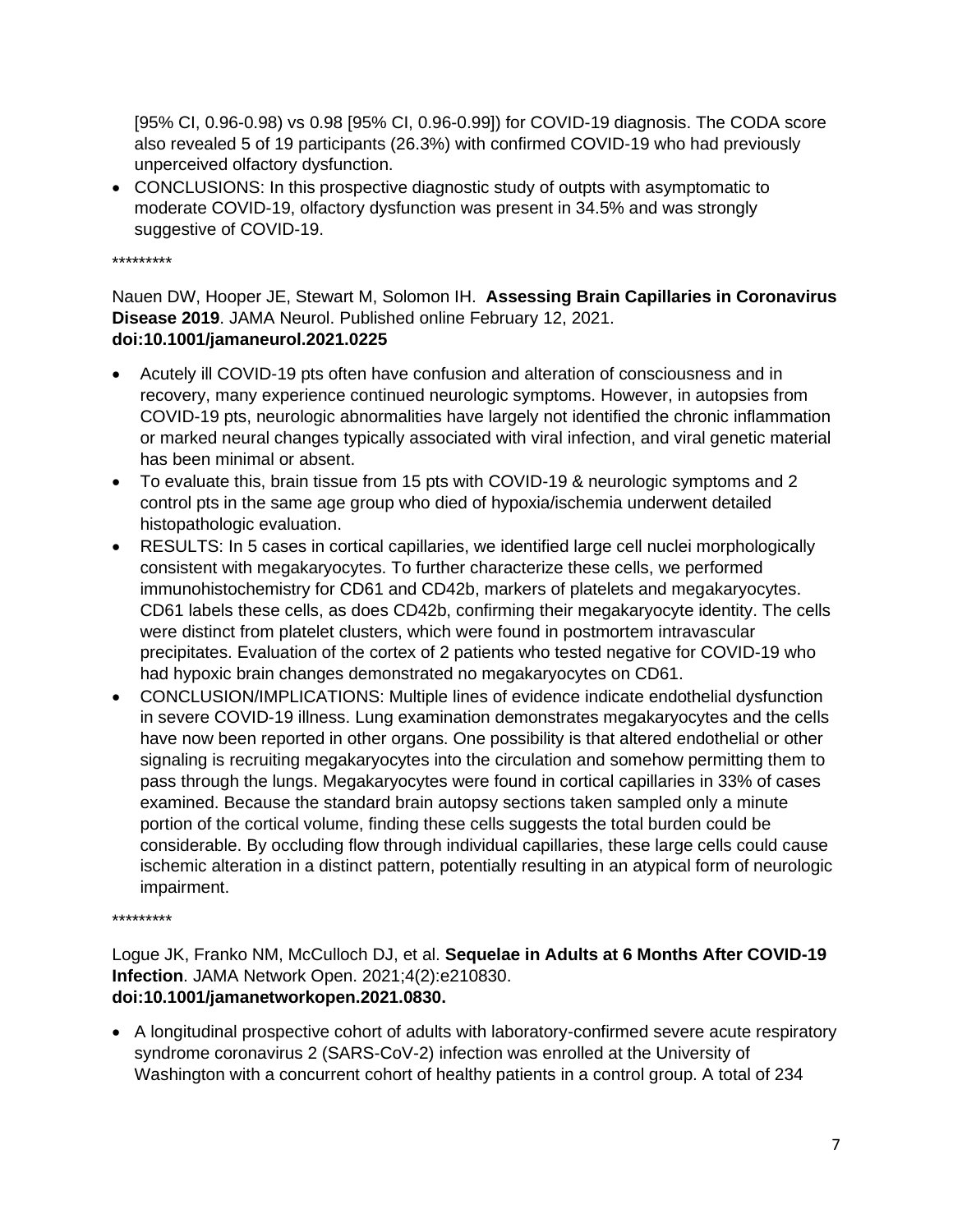[95% CI, 0.96-0.98) vs 0.98 [95% CI, 0.96-0.99]) for COVID-19 diagnosis. The CODA score also revealed 5 of 19 participants (26.3%) with confirmed COVID-19 who had previously unperceived olfactory dysfunction.

- CONCLUSIONS: In this prospective diagnostic study of outpts with asymptomatic to moderate COVID-19, olfactory dysfunction was present in 34.5% and was strongly suggestive of COVID-19.

*********

Nauen DW, Hooper JE, Stewart M, Solomon IH. **Assessing Brain Capillaries in Coronavirus Disease 2019**. JAMA Neurol. Published online February 12, 2021. **doi:10.1001/jamaneurol.2021.0225**

- Acutely ill COVID-19 pts often have confusion and alteration of consciousness and in recovery, many experience continued neurologic symptoms. However, in autopsies from COVID-19 pts, neurologic abnormalities have largely not identified the chronic inflammation or marked neural changes typically associated with viral infection, and viral genetic material has been minimal or absent.
- To evaluate this, brain tissue from 15 pts with COVID-19 & neurologic symptoms and 2 control pts in the same age group who died of hypoxia/ischemia underwent detailed histopathologic evaluation.
- RESULTS: In 5 cases in cortical capillaries, we identified large cell nuclei morphologically consistent with megakaryocytes. To further characterize these cells, we performed immunohistochemistry for CD61 and CD42b, markers of platelets and megakaryocytes. CD61 labels these cells, as does CD42b, confirming their megakaryocyte identity. The cells were distinct from platelet clusters, which were found in postmortem intravascular precipitates. Evaluation of the cortex of 2 patients who tested negative for COVID-19 who had hypoxic brain changes demonstrated no megakaryocytes on CD61.
- CONCLUSION/IMPLICATIONS: Multiple lines of evidence indicate endothelial dysfunction in severe COVID-19 illness. Lung examination demonstrates megakaryocytes and the cells have now been reported in other organs. One possibility is that altered endothelial or other signaling is recruiting megakaryocytes into the circulation and somehow permitting them to pass through the lungs. Megakaryocytes were found in cortical capillaries in 33% of cases examined. Because the standard brain autopsy sections taken sampled only a minute portion of the cortical volume, finding these cells suggests the total burden could be considerable. By occluding flow through individual capillaries, these large cells could cause ischemic alteration in a distinct pattern, potentially resulting in an atypical form of neurologic impairment.

*********

Logue JK, Franko NM, McCulloch DJ, et al. **Sequelae in Adults at 6 Months After COVID-19 Infection**. JAMA Network Open. 2021;4(2):e210830. **doi:10.1001/jamanetworkopen.2021.0830.**

- A longitudinal prospective cohort of adults with laboratory-confirmed severe acute respiratory syndrome coronavirus 2 (SARS-CoV-2) infection was enrolled at the University of Washington with a concurrent cohort of healthy patients in a control group. A total of 234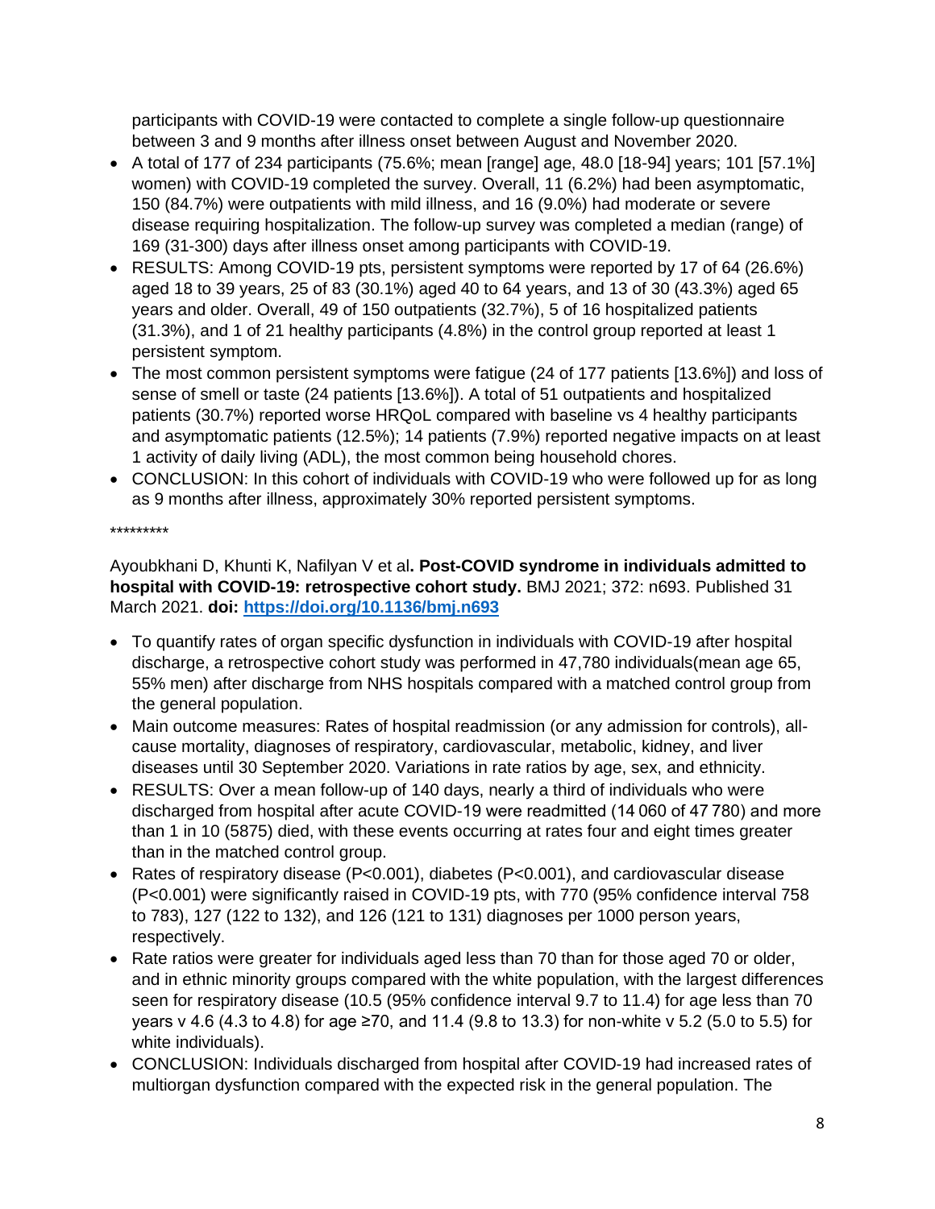participants with COVID-19 were contacted to complete a single follow-up questionnaire between 3 and 9 months after illness onset between August and November 2020.

- A total of 177 of 234 participants (75.6%; mean [range] age, 48.0 [18-94] years; 101 [57.1%] women) with COVID-19 completed the survey. Overall, 11 (6.2%) had been asymptomatic, 150 (84.7%) were outpatients with mild illness, and 16 (9.0%) had moderate or severe disease requiring hospitalization. The follow-up survey was completed a median (range) of 169 (31-300) days after illness onset among participants with COVID-19.
- RESULTS: Among COVID-19 pts, persistent symptoms were reported by 17 of 64 (26.6%) aged 18 to 39 years, 25 of 83 (30.1%) aged 40 to 64 years, and 13 of 30 (43.3%) aged 65 years and older. Overall, 49 of 150 outpatients (32.7%), 5 of 16 hospitalized patients (31.3%), and 1 of 21 healthy participants (4.8%) in the control group reported at least 1 persistent symptom.
- The most common persistent symptoms were fatigue (24 of 177 patients [13.6%]) and loss of sense of smell or taste (24 patients [13.6%]). A total of 51 outpatients and hospitalized patients (30.7%) reported worse HRQoL compared with baseline vs 4 healthy participants and asymptomatic patients (12.5%); 14 patients (7.9%) reported negative impacts on at least 1 activity of daily living (ADL), the most common being household chores.
- CONCLUSION: In this cohort of individuals with COVID-19 who were followed up for as long as 9 months after illness, approximately 30% reported persistent symptoms.

*********

Ayoubkhani D, Khunti K, Nafilyan V et al**. Post-COVID syndrome in individuals admitted to hospital with COVID-19: retrospective cohort study.** BMJ 2021; 372: n693. Published 31 March 2021. **doi: https://doi.org/10.1136/bmj.n693**

- To quantify rates of organ specific dysfunction in individuals with COVID-19 after hospital discharge, a retrospective cohort study was performed in 47,780 individuals(mean age 65, 55% men) after discharge from NHS hospitals compared with a matched control group from the general population.
- Main outcome measures: Rates of hospital readmission (or any admission for controls), all-cause mortality, diagnoses of respiratory, cardiovascular, metabolic, kidney, and liver diseases until 30 September 2020. Variations in rate ratios by age, sex, and ethnicity.
- RESULTS: Over a mean follow-up of 140 days, nearly a third of individuals who were discharged from hospital after acute COVID-19 were readmitted (14 060 of 47 780) and more than 1 in 10 (5875) died, with these events occurring at rates four and eight times greater than in the matched control group.
- Rates of respiratory disease ($P<0.001$), diabetes ($P<0.001$), and cardiovascular disease ($P<0.001$) were significantly raised in COVID-19 pts, with 770 (95% confidence interval 758 to 783), 127 (122 to 132), and 126 (121 to 131) diagnoses per 1000 person years, respectively.
- Rate ratios were greater for individuals aged less than 70 than for those aged 70 or older, and in ethnic minority groups compared with the white population, with the largest differences seen for respiratory disease (10.5 (95% confidence interval 9.7 to 11.4) for age less than 70 years v 4.6 (4.3 to 4.8) for age ≥70, and 11.4 (9.8 to 13.3) for non-white v 5.2 (5.0 to 5.5) for white individuals).
- CONCLUSION: Individuals discharged from hospital after COVID-19 had increased rates of multiorgan dysfunction compared with the expected risk in the general population. The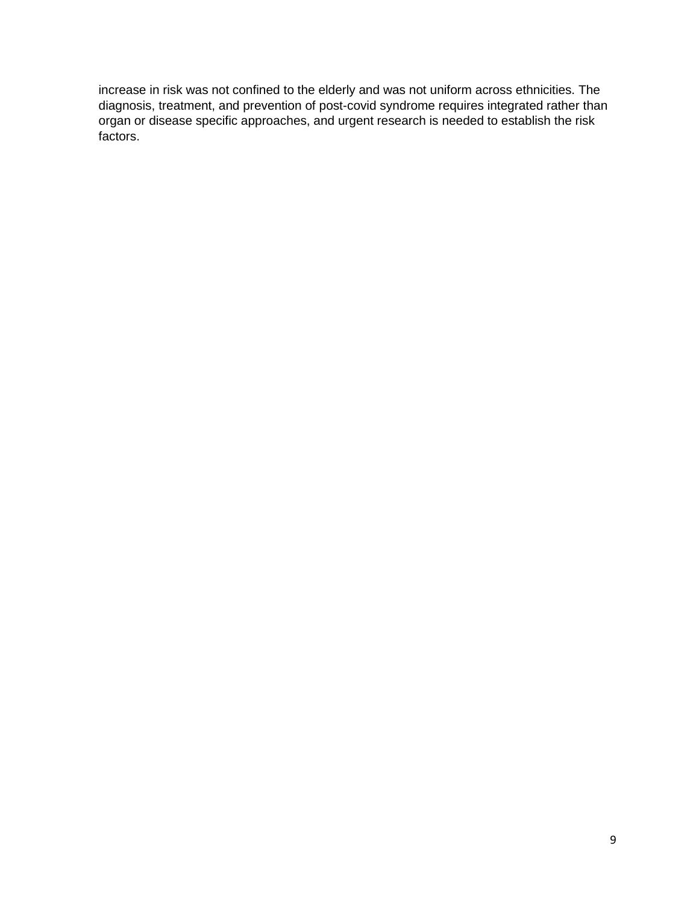increase in risk was not confined to the elderly and was not uniform across ethnicities. The diagnosis, treatment, and prevention of post-covid syndrome requires integrated rather than organ or disease specific approaches, and urgent research is needed to establish the risk factors.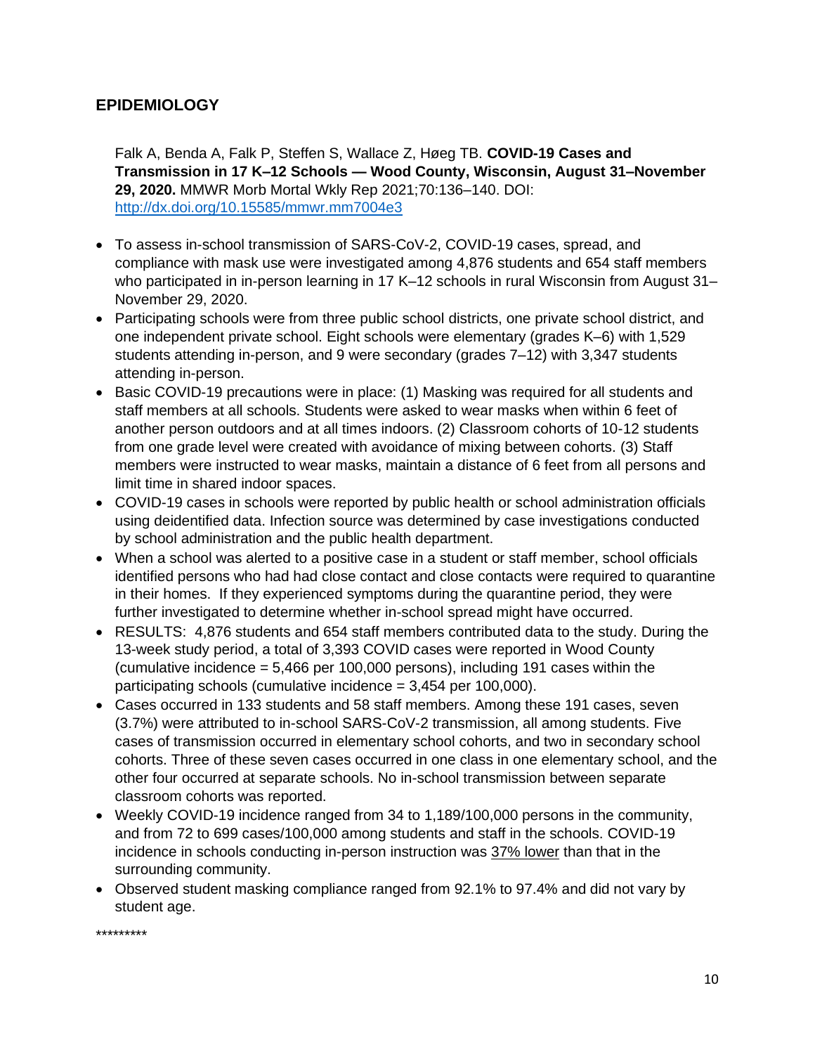## EPIDEMIOLOGY

Falk A, Benda A, Falk P, Steffen S, Wallace Z, Høeg TB. **COVID-19 Cases and Transmission in 17 K–12 Schools — Wood County, Wisconsin, August 31–November 29, 2020.** MMWR Morb Mortal Wkly Rep 2021;70:136–140. DOI: [http://dx.doi.org/10.15585/mmwr.mm7004e3](http://dx.doi.org/10.15585/mmwr.mm7004e3)

- To assess in-school transmission of SARS-CoV-2, COVID-19 cases, spread, and compliance with mask use were investigated among 4,876 students and 654 staff members who participated in in-person learning in 17 K–12 schools in rural Wisconsin from August 31–November 29, 2020.
- Participating schools were from three public school districts, one private school district, and one independent private school. Eight schools were elementary (grades K–6) with 1,529 students attending in-person, and 9 were secondary (grades 7–12) with 3,347 students attending in-person.
- Basic COVID-19 precautions were in place: (1) Masking was required for all students and staff members at all schools. Students were asked to wear masks when within 6 feet of another person outdoors and at all times indoors. (2) Classroom cohorts of 10-12 students from one grade level were created with avoidance of mixing between cohorts. (3) Staff members were instructed to wear masks, maintain a distance of 6 feet from all persons and limit time in shared indoor spaces.
- COVID-19 cases in schools were reported by public health or school administration officials using deidentified data. Infection source was determined by case investigations conducted by school administration and the public health department.
- When a school was alerted to a positive case in a student or staff member, school officials identified persons who had had close contact and close contacts were required to quarantine in their homes. If they experienced symptoms during the quarantine period, they were further investigated to determine whether in-school spread might have occurred.
- RESULTS: 4,876 students and 654 staff members contributed data to the study. During the 13-week study period, a total of 3,393 COVID cases were reported in Wood County (cumulative incidence = 5,466 per 100,000 persons), including 191 cases within the participating schools (cumulative incidence = 3,454 per 100,000).
- Cases occurred in 133 students and 58 staff members. Among these 191 cases, seven (3.7%) were attributed to in-school SARS-CoV-2 transmission, all among students. Five cases of transmission occurred in elementary school cohorts, and two in secondary school cohorts. Three of these seven cases occurred in one class in one elementary school, and the other four occurred at separate schools. No in-school transmission between separate classroom cohorts was reported.
- Weekly COVID-19 incidence ranged from 34 to 1,189/100,000 persons in the community, and from 72 to 699 cases/100,000 among students and staff in the schools. COVID-19 incidence in schools conducting in-person instruction was <u>37% lower</u> than that in the surrounding community.
- Observed student masking compliance ranged from 92.1% to 97.4% and did not vary by student age.

*********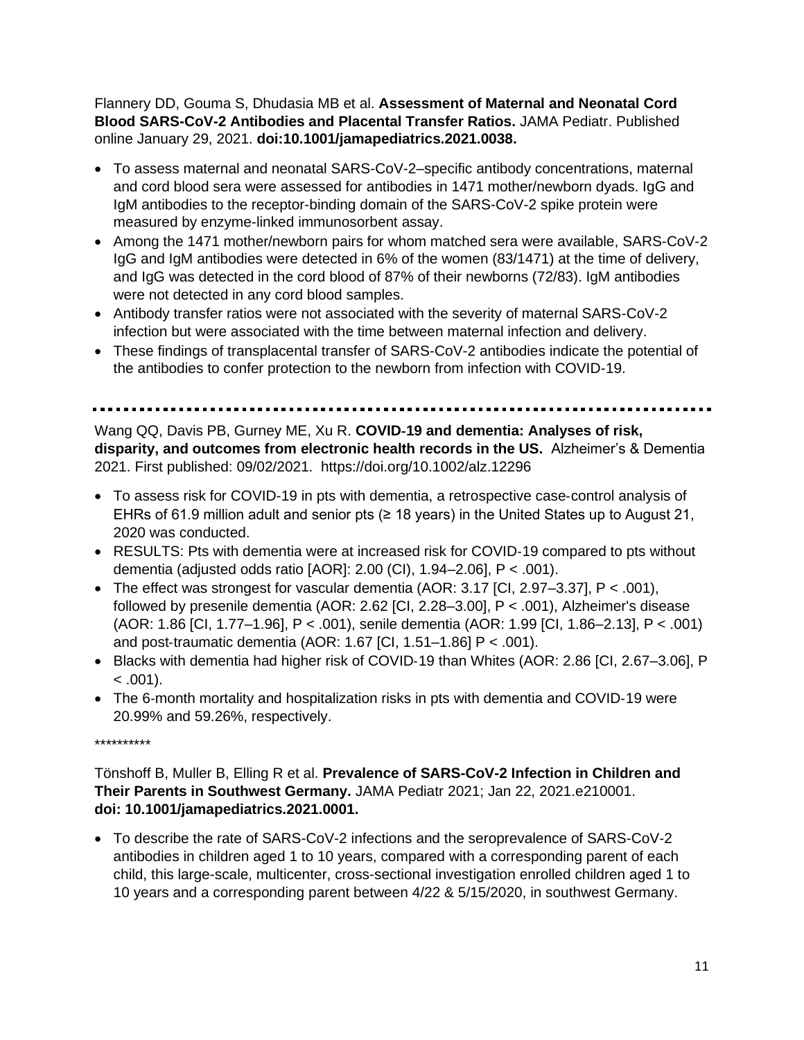Flannery DD, Gouma S, Dhudasia MB et al. **Assessment of Maternal and Neonatal Cord Blood SARS-CoV-2 Antibodies and Placental Transfer Ratios.** JAMA Pediatr. Published online January 29, 2021. **doi:10.1001/jamapediatrics.2021.0038.**

- To assess maternal and neonatal SARS-CoV-2–specific antibody concentrations, maternal and cord blood sera were assessed for antibodies in 1471 mother/newborn dyads. IgG and IgM antibodies to the receptor-binding domain of the SARS-CoV-2 spike protein were measured by enzyme-linked immunosorbent assay.
- Among the 1471 mother/newborn pairs for whom matched sera were available, SARS-CoV-2 IgG and IgM antibodies were detected in 6% of the women (83/1471) at the time of delivery, and IgG was detected in the cord blood of 87% of their newborns (72/83). IgM antibodies were not detected in any cord blood samples.
- Antibody transfer ratios were not associated with the severity of maternal SARS-CoV-2 infection but were associated with the time between maternal infection and delivery.
- These findings of transplacental transfer of SARS-CoV-2 antibodies indicate the potential of the antibodies to confer protection to the newborn from infection with COVID-19.

---

Wang QQ, Davis PB, Gurney ME, Xu R. **COVID-19 and dementia: Analyses of risk, disparity, and outcomes from electronic health records in the US.** Alzheimer's & Dementia 2021. First published: 09/02/2021. https://doi.org/10.1002/alz.12296

- To assess risk for COVID-19 in pts with dementia, a retrospective case-control analysis of EHRs of 61.9 million adult and senior pts (≥ 18 years) in the United States up to August 21, 2020 was conducted.
- RESULTS: Pts with dementia were at increased risk for COVID-19 compared to pts without dementia (adjusted odds ratio [AOR]: 2.00 (CI), 1.94–2.06], P < .001).
- The effect was strongest for vascular dementia (AOR: 3.17 [CI, 2.97–3.37], P < .001), followed by presenile dementia (AOR: 2.62 [CI, 2.28–3.00], P < .001), Alzheimer's disease (AOR: 1.86 [CI, 1.77–1.96], P < .001), senile dementia (AOR: 1.99 [CI, 1.86–2.13], P < .001) and post-traumatic dementia (AOR: 1.67 [CI, 1.51–1.86] P < .001).
- Blacks with dementia had higher risk of COVID-19 than Whites (AOR: 2.86 [CI, 2.67–3.06], P < .001).
- The 6-month mortality and hospitalization risks in pts with dementia and COVID-19 were 20.99% and 59.26%, respectively.

**********

Tönshoff B, Muller B, Elling R et al. **Prevalence of SARS-CoV-2 Infection in Children and Their Parents in Southwest Germany.** JAMA Pediatr 2021; Jan 22, 2021.e210001. **doi: 10.1001/jamapediatrics.2021.0001.**

- To describe the rate of SARS-CoV-2 infections and the seroprevalence of SARS-CoV-2 antibodies in children aged 1 to 10 years, compared with a corresponding parent of each child, this large-scale, multicenter, cross-sectional investigation enrolled children aged 1 to 10 years and a corresponding parent between 4/22 & 5/15/2020, in southwest Germany.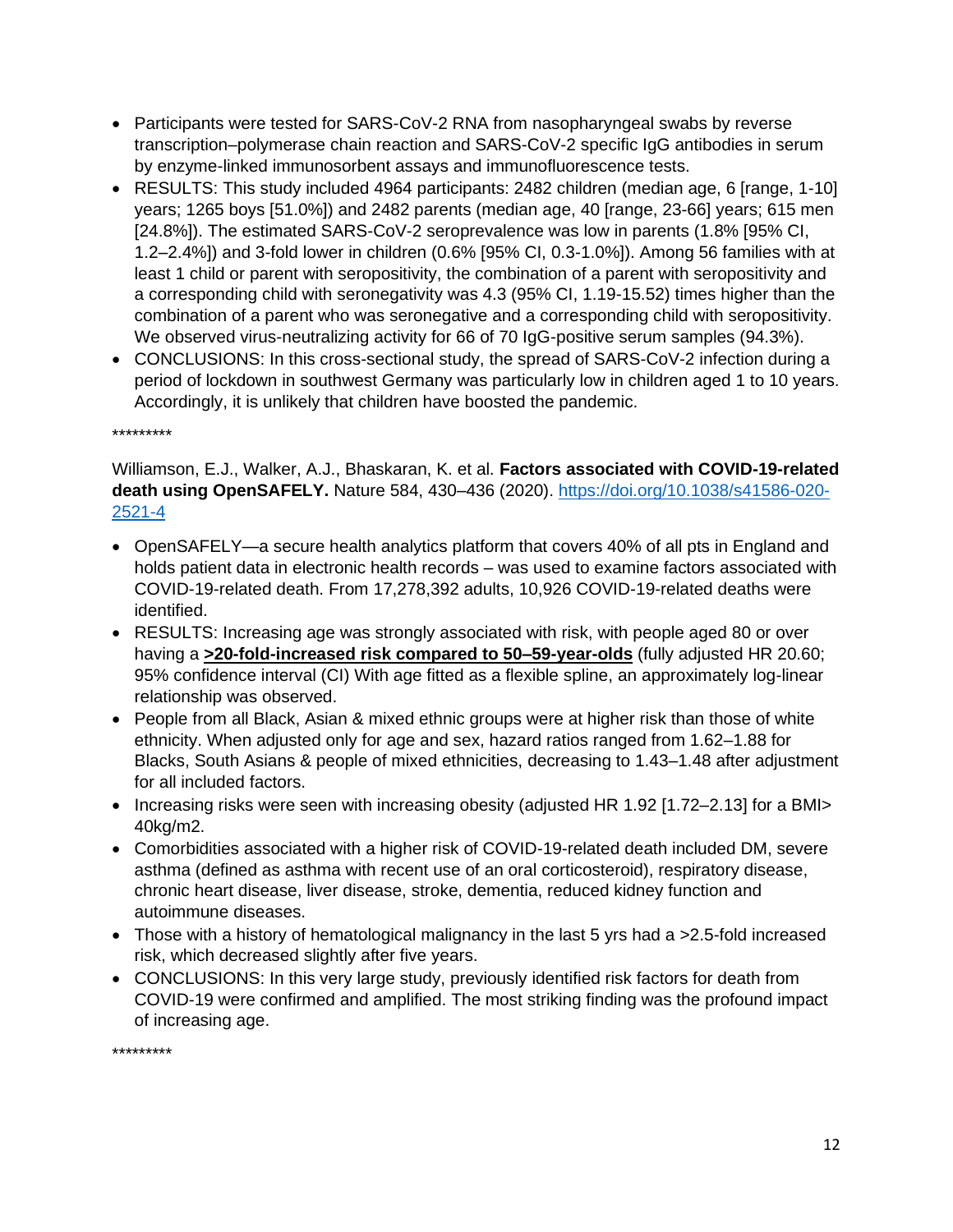- Participants were tested for SARS-CoV-2 RNA from nasopharyngeal swabs by reverse transcription–polymerase chain reaction and SARS-CoV-2 specific IgG antibodies in serum by enzyme-linked immunosorbent assays and immunofluorescence tests.
- RESULTS: This study included 4964 participants: 2482 children (median age, 6 [range, 1-10] years; 1265 boys [51.0%]) and 2482 parents (median age, 40 [range, 23-66] years; 615 men [24.8%]). The estimated SARS-CoV-2 seroprevalence was low in parents (1.8% [95% CI, 1.2–2.4%]) and 3-fold lower in children (0.6% [95% CI, 0.3-1.0%]). Among 56 families with at least 1 child or parent with seropositivity, the combination of a parent with seropositivity and a corresponding child with seronegativity was 4.3 (95% CI, 1.19-15.52) times higher than the combination of a parent who was seronegative and a corresponding child with seropositivity. We observed virus-neutralizing activity for 66 of 70 IgG-positive serum samples (94.3%).
- CONCLUSIONS: In this cross-sectional study, the spread of SARS-CoV-2 infection during a period of lockdown in southwest Germany was particularly low in children aged 1 to 10 years. Accordingly, it is unlikely that children have boosted the pandemic.

*********

Williamson, E.J., Walker, A.J., Bhaskaran, K. et al. **Factors associated with COVID-19-related death using OpenSAFELY.** Nature 584, 430–436 (2020). [https://doi.org/10.1038/s41586-020-2521-4](https://doi.org/10.1038/s41586-020-2521-4)

- OpenSAFELY—a secure health analytics platform that covers 40% of all pts in England and holds patient data in electronic health records – was used to examine factors associated with COVID-19-related death. From 17,278,392 adults, 10,926 COVID-19-related deaths were identified.
- RESULTS: Increasing age was strongly associated with risk, with people aged 80 or over having a **>20-fold-increased risk compared to 50–59-year-olds** (fully adjusted HR 20.60; 95% confidence interval (CI) With age fitted as a flexible spline, an approximately log-linear relationship was observed.
- People from all Black, Asian & mixed ethnic groups were at higher risk than those of white ethnicity. When adjusted only for age and sex, hazard ratios ranged from 1.62–1.88 for Blacks, South Asians & people of mixed ethnicities, decreasing to 1.43–1.48 after adjustment for all included factors.
- Increasing risks were seen with increasing obesity (adjusted HR 1.92 [1.72–2.13] for a BMI> 40kg/m2.
- Comorbidities associated with a higher risk of COVID-19-related death included DM, severe asthma (defined as asthma with recent use of an oral corticosteroid), respiratory disease, chronic heart disease, liver disease, stroke, dementia, reduced kidney function and autoimmune diseases.
- Those with a history of hematological malignancy in the last 5 yrs had a >2.5-fold increased risk, which decreased slightly after five years.
- CONCLUSIONS: In this very large study, previously identified risk factors for death from COVID-19 were confirmed and amplified. The most striking finding was the profound impact of increasing age.

*********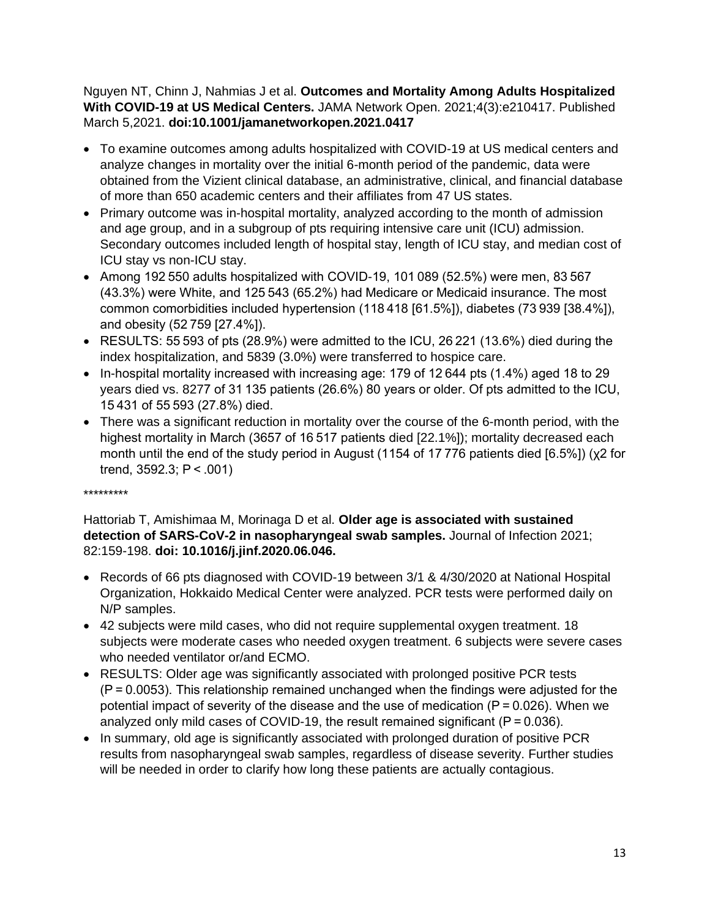Nguyen NT, Chinn J, Nahmias J et al. **Outcomes and Mortality Among Adults Hospitalized With COVID-19 at US Medical Centers.** JAMA Network Open. 2021;4(3):e210417. Published March 5,2021. **doi:10.1001/jamanetworkopen.2021.0417**

- To examine outcomes among adults hospitalized with COVID-19 at US medical centers and analyze changes in mortality over the initial 6-month period of the pandemic, data were obtained from the Vizient clinical database, an administrative, clinical, and financial database of more than 650 academic centers and their affiliates from 47 US states.
- Primary outcome was in-hospital mortality, analyzed according to the month of admission and age group, and in a subgroup of pts requiring intensive care unit (ICU) admission. Secondary outcomes included length of hospital stay, length of ICU stay, and median cost of ICU stay vs non-ICU stay.
- Among 192 550 adults hospitalized with COVID-19, 101 089 (52.5%) were men, 83 567 (43.3%) were White, and 125 543 (65.2%) had Medicare or Medicaid insurance. The most common comorbidities included hypertension (118 418 [61.5%]), diabetes (73 939 [38.4%]), and obesity (52 759 [27.4%]).
- RESULTS: 55 593 of pts (28.9%) were admitted to the ICU, 26 221 (13.6%) died during the index hospitalization, and 5839 (3.0%) were transferred to hospice care.
- In-hospital mortality increased with increasing age: 179 of 12 644 pts (1.4%) aged 18 to 29 years died vs. 8277 of 31 135 patients (26.6%) 80 years or older. Of pts admitted to the ICU, 15 431 of 55 593 (27.8%) died.
- There was a significant reduction in mortality over the course of the 6-month period, with the highest mortality in March (3657 of 16 517 patients died [22.1%]); mortality decreased each month until the end of the study period in August (1154 of 17 776 patients died [6.5%]) ($\chi^2$ for trend, 3592.3; $P < .001$)

*********

Hattoriab T, Amishimaa M, Morinaga D et al. **Older age is associated with sustained detection of SARS-CoV-2 in nasopharyngeal swab samples.** Journal of Infection 2021; 82:159-198. **doi: 10.1016/j.jinf.2020.06.046.**

- Records of 66 pts diagnosed with COVID-19 between 3/1 & 4/30/2020 at National Hospital Organization, Hokkaido Medical Center were analyzed. PCR tests were performed daily on N/P samples.
- 42 subjects were mild cases, who did not require supplemental oxygen treatment. 18 subjects were moderate cases who needed oxygen treatment. 6 subjects were severe cases who needed ventilator or/and ECMO.
- RESULTS: Older age was significantly associated with prolonged positive PCR tests ($P = 0.0053$). This relationship remained unchanged when the findings were adjusted for the potential impact of severity of the disease and the use of medication ($P = 0.026$). When we analyzed only mild cases of COVID-19, the result remained significant ($P = 0.036$).
- In summary, old age is significantly associated with prolonged duration of positive PCR results from nasopharyngeal swab samples, regardless of disease severity. Further studies will be needed in order to clarify how long these patients are actually contagious.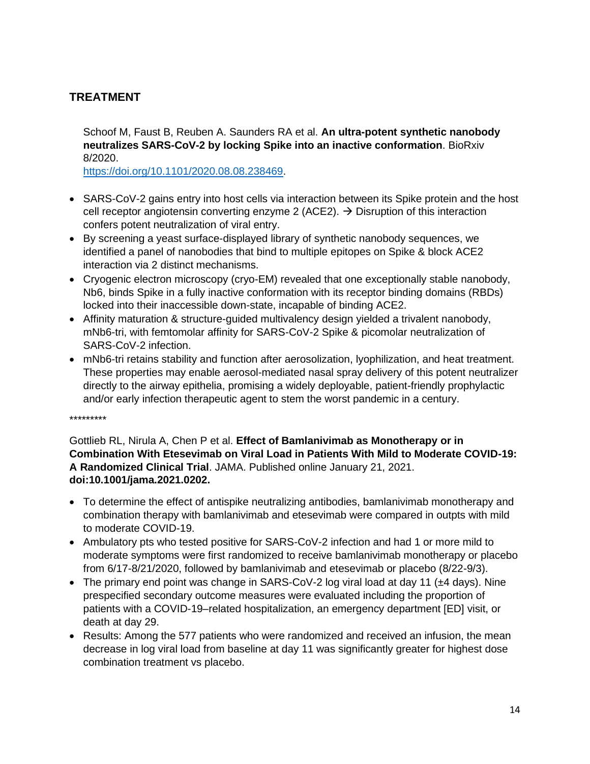## TREATMENT

Schoof M, Faust B, Reuben A. Saunders RA et al. **An ultra-potent synthetic nanobody neutralizes SARS-CoV-2 by locking Spike into an inactive conformation**. BioRxiv 8/2020.
https://doi.org/10.1101/2020.08.08.238469.

- SARS-CoV-2 gains entry into host cells via interaction between its Spike protein and the host cell receptor angiotensin converting enzyme 2 (ACE2). → Disruption of this interaction confers potent neutralization of viral entry.
- By screening a yeast surface-displayed library of synthetic nanobody sequences, we identified a panel of nanobodies that bind to multiple epitopes on Spike & block ACE2 interaction via 2 distinct mechanisms.
- Cryogenic electron microscopy (cryo-EM) revealed that one exceptionally stable nanobody, Nb6, binds Spike in a fully inactive conformation with its receptor binding domains (RBDs) locked into their inaccessible down-state, incapable of binding ACE2.
- Affinity maturation & structure-guided multivalency design yielded a trivalent nanobody, mNb6-tri, with femtomolar affinity for SARS-CoV-2 Spike & picomolar neutralization of SARS-CoV-2 infection.
- mNb6-tri retains stability and function after aerosolization, lyophilization, and heat treatment. These properties may enable aerosol-mediated nasal spray delivery of this potent neutralizer directly to the airway epithelia, promising a widely deployable, patient-friendly prophylactic and/or early infection therapeutic agent to stem the worst pandemic in a century.

*********

Gottlieb RL, Nirula A, Chen P et al. **Effect of Bamlanivimab as Monotherapy or in Combination With Etesevimab on Viral Load in Patients With Mild to Moderate COVID-19: A Randomized Clinical Trial**. JAMA. Published online January 21, 2021. **doi:10.1001/jama.2021.0202.**

- To determine the effect of antispike neutralizing antibodies, bamlanivimab monotherapy and combination therapy with bamlanivimab and etesevimab were compared in outpts with mild to moderate COVID-19.
- Ambulatory pts who tested positive for SARS-CoV-2 infection and had 1 or more mild to moderate symptoms were first randomized to receive bamlanivimab monotherapy or placebo from 6/17-8/21/2020, followed by bamlanivimab and etesevimab or placebo (8/22-9/3).
- The primary end point was change in SARS-CoV-2 log viral load at day 11 (±4 days). Nine prespecified secondary outcome measures were evaluated including the proportion of patients with a COVID-19–related hospitalization, an emergency department [ED] visit, or death at day 29.
- Results: Among the 577 patients who were randomized and received an infusion, the mean decrease in log viral load from baseline at day 11 was significantly greater for highest dose combination treatment vs placebo.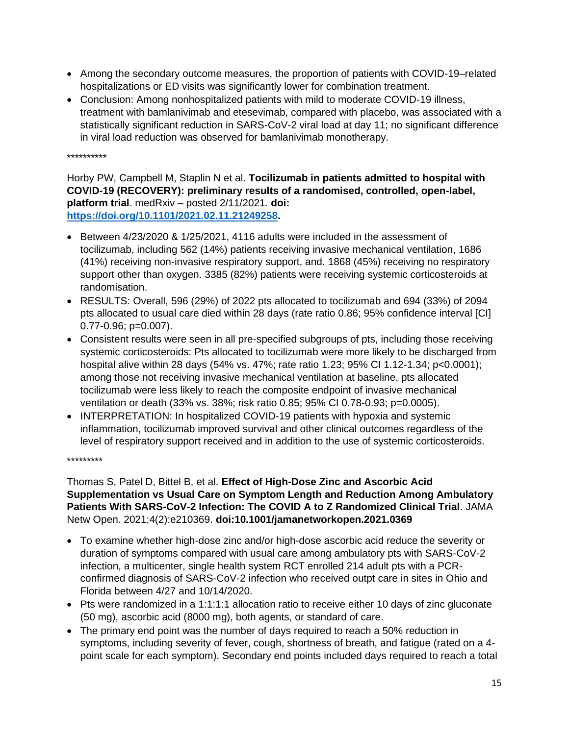- Among the secondary outcome measures, the proportion of patients with COVID-19–related hospitalizations or ED visits was significantly lower for combination treatment.
- Conclusion: Among nonhospitalized patients with mild to moderate COVID-19 illness, treatment with bamlanivimab and etesevimab, compared with placebo, was associated with a statistically significant reduction in SARS-CoV-2 viral load at day 11; no significant difference in viral load reduction was observed for bamlanivimab monotherapy.

**********

Horby PW, Campbell M, Staplin N et al. **Tocilizumab in patients admitted to hospital with COVID-19 (RECOVERY): preliminary results of a randomised, controlled, open-label, platform trial**. medRxiv – posted 2/11/2021. **doi: [https://doi.org/10.1101/2021.02.11.21249258](https://doi.org/10.1101/2021.02.11.21249258).**

- Between 4/23/2020 & 1/25/2021, 4116 adults were included in the assessment of tocilizumab, including 562 (14%) patients receiving invasive mechanical ventilation, 1686 (41%) receiving non-invasive respiratory support, and. 1868 (45%) receiving no respiratory support other than oxygen. 3385 (82%) patients were receiving systemic corticosteroids at randomisation.
- RESULTS: Overall, 596 (29%) of 2022 pts allocated to tocilizumab and 694 (33%) of 2094 pts allocated to usual care died within 28 days (rate ratio 0.86; 95% confidence interval [CI] 0.77-0.96; p=0.007).
- Consistent results were seen in all pre-specified subgroups of pts, including those receiving systemic corticosteroids: Pts allocated to tocilizumab were more likely to be discharged from hospital alive within 28 days (54% vs. 47%; rate ratio 1.23; 95% CI 1.12-1.34; p<0.0001); among those not receiving invasive mechanical ventilation at baseline, pts allocated tocilizumab were less likely to reach the composite endpoint of invasive mechanical ventilation or death (33% vs. 38%; risk ratio 0.85; 95% CI 0.78-0.93; p=0.0005).
- INTERPRETATION: In hospitalized COVID-19 patients with hypoxia and systemic inflammation, tocilizumab improved survival and other clinical outcomes regardless of the level of respiratory support received and in addition to the use of systemic corticosteroids.

*********

Thomas S, Patel D, Bittel B, et al. **Effect of High-Dose Zinc and Ascorbic Acid Supplementation vs Usual Care on Symptom Length and Reduction Among Ambulatory Patients With SARS-CoV-2 Infection: The COVID A to Z Randomized Clinical Trial**. JAMA Netw Open. 2021;4(2):e210369. **doi:10.1001/jamanetworkopen.2021.0369**

- To examine whether high-dose zinc and/or high-dose ascorbic acid reduce the severity or duration of symptoms compared with usual care among ambulatory pts with SARS-CoV-2 infection, a multicenter, single health system RCT enrolled 214 adult pts with a PCR-confirmed diagnosis of SARS-CoV-2 infection who received outpt care in sites in Ohio and Florida between 4/27 and 10/14/2020.
- Pts were randomized in a 1:1:1:1 allocation ratio to receive either 10 days of zinc gluconate (50 mg), ascorbic acid (8000 mg), both agents, or standard of care.
- The primary end point was the number of days required to reach a 50% reduction in symptoms, including severity of fever, cough, shortness of breath, and fatigue (rated on a 4-point scale for each symptom). Secondary end points included days required to reach a total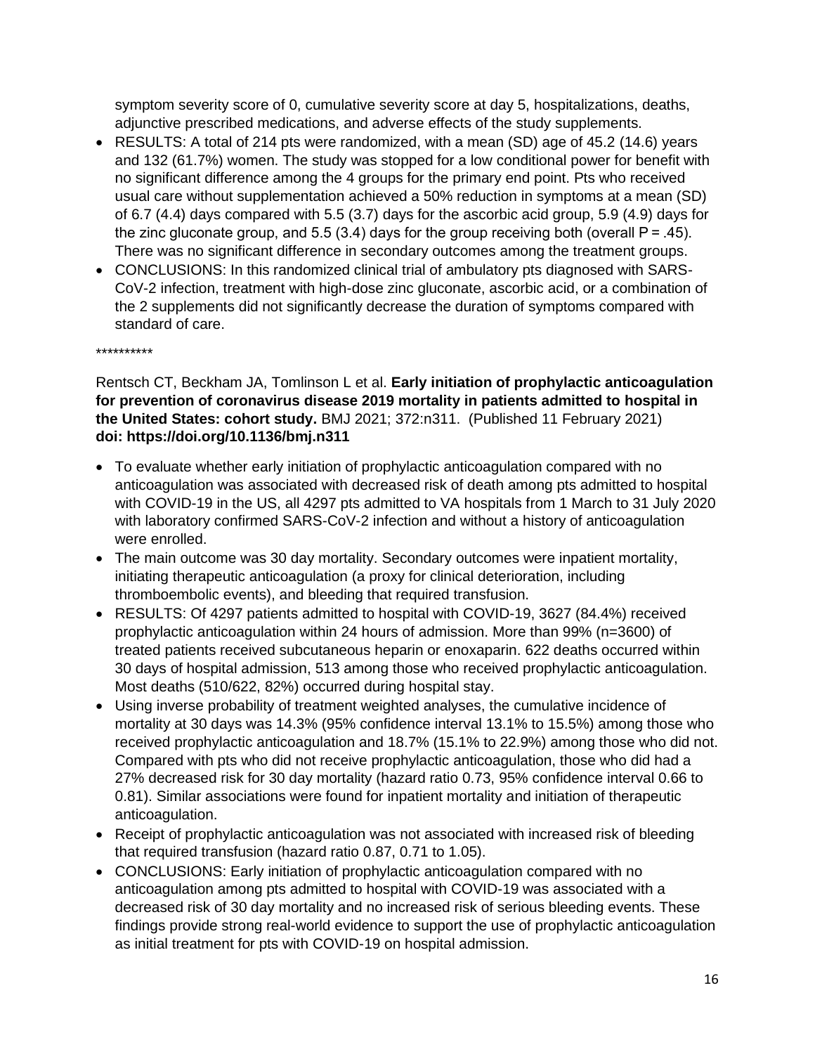symptom severity score of 0, cumulative severity score at day 5, hospitalizations, deaths, adjunctive prescribed medications, and adverse effects of the study supplements.

- RESULTS: A total of 214 pts were randomized, with a mean (SD) age of 45.2 (14.6) years and 132 (61.7%) women. The study was stopped for a low conditional power for benefit with no significant difference among the 4 groups for the primary end point. Pts who received usual care without supplementation achieved a 50% reduction in symptoms at a mean (SD) of 6.7 (4.4) days compared with 5.5 (3.7) days for the ascorbic acid group, 5.9 (4.9) days for the zinc gluconate group, and 5.5 (3.4) days for the group receiving both (overall P = .45). There was no significant difference in secondary outcomes among the treatment groups.
- CONCLUSIONS: In this randomized clinical trial of ambulatory pts diagnosed with SARS-CoV-2 infection, treatment with high-dose zinc gluconate, ascorbic acid, or a combination of the 2 supplements did not significantly decrease the duration of symptoms compared with standard of care.

**********

Rentsch CT, Beckham JA, Tomlinson L et al. **Early initiation of prophylactic anticoagulation for prevention of coronavirus disease 2019 mortality in patients admitted to hospital in the United States: cohort study.** BMJ 2021; 372:n311. (Published 11 February 2021) **doi: https://doi.org/10.1136/bmj.n311**

- To evaluate whether early initiation of prophylactic anticoagulation compared with no anticoagulation was associated with decreased risk of death among pts admitted to hospital with COVID-19 in the US, all 4297 pts admitted to VA hospitals from 1 March to 31 July 2020 with laboratory confirmed SARS-CoV-2 infection and without a history of anticoagulation were enrolled.
- The main outcome was 30 day mortality. Secondary outcomes were inpatient mortality, initiating therapeutic anticoagulation (a proxy for clinical deterioration, including thromboembolic events), and bleeding that required transfusion.
- RESULTS: Of 4297 patients admitted to hospital with COVID-19, 3627 (84.4%) received prophylactic anticoagulation within 24 hours of admission. More than 99% (n=3600) of treated patients received subcutaneous heparin or enoxaparin. 622 deaths occurred within 30 days of hospital admission, 513 among those who received prophylactic anticoagulation. Most deaths (510/622, 82%) occurred during hospital stay.
- Using inverse probability of treatment weighted analyses, the cumulative incidence of mortality at 30 days was 14.3% (95% confidence interval 13.1% to 15.5%) among those who received prophylactic anticoagulation and 18.7% (15.1% to 22.9%) among those who did not. Compared with pts who did not receive prophylactic anticoagulation, those who did had a 27% decreased risk for 30 day mortality (hazard ratio 0.73, 95% confidence interval 0.66 to 0.81). Similar associations were found for inpatient mortality and initiation of therapeutic anticoagulation.
- Receipt of prophylactic anticoagulation was not associated with increased risk of bleeding that required transfusion (hazard ratio 0.87, 0.71 to 1.05).
- CONCLUSIONS: Early initiation of prophylactic anticoagulation compared with no anticoagulation among pts admitted to hospital with COVID-19 was associated with a decreased risk of 30 day mortality and no increased risk of serious bleeding events. These findings provide strong real-world evidence to support the use of prophylactic anticoagulation as initial treatment for pts with COVID-19 on hospital admission.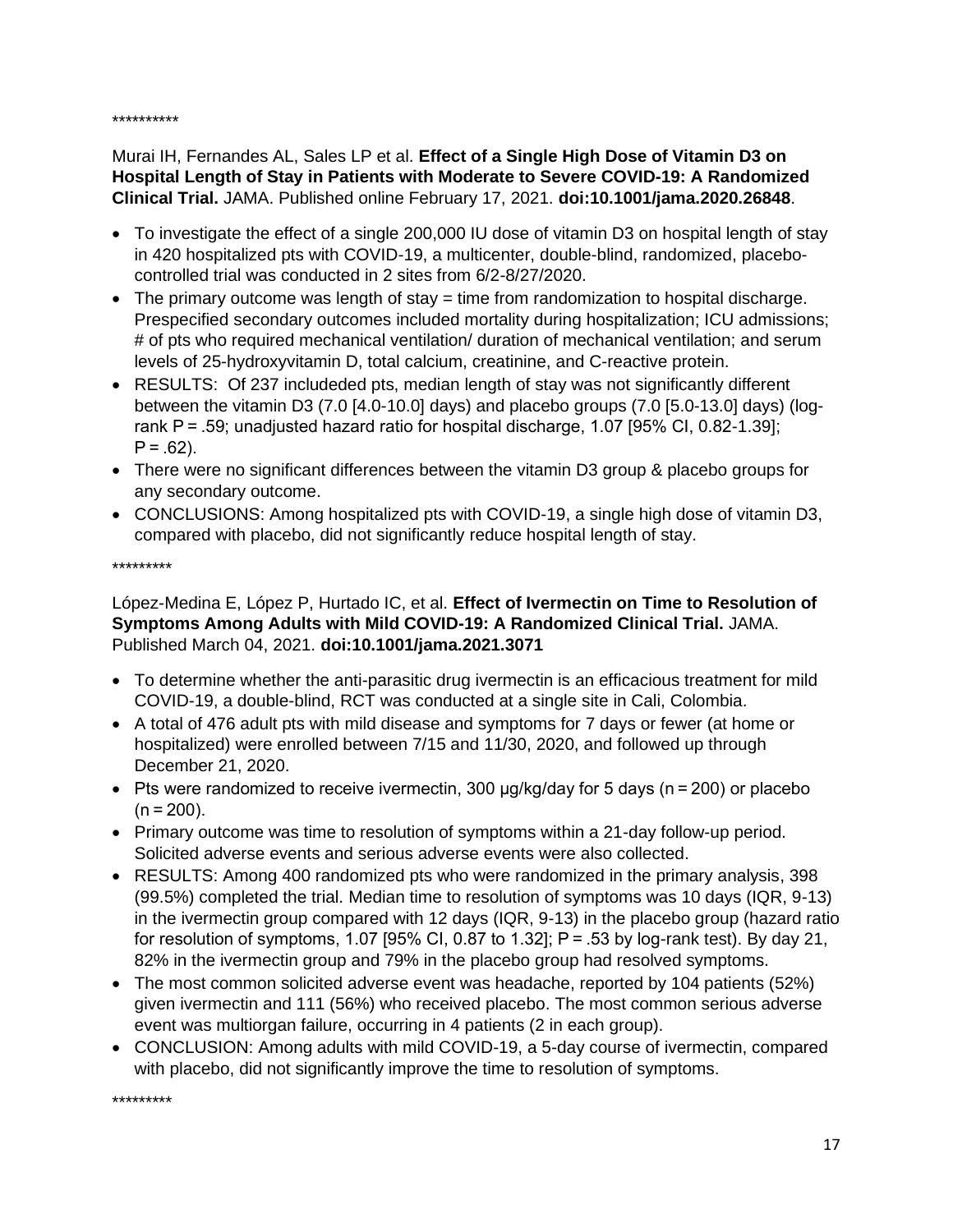**********

Murai IH, Fernandes AL, Sales LP et al. **Effect of a Single High Dose of Vitamin D3 on Hospital Length of Stay in Patients with Moderate to Severe COVID-19: A Randomized Clinical Trial.** JAMA. Published online February 17, 2021. **doi:10.1001/jama.2020.26848**.

- To investigate the effect of a single 200,000 IU dose of vitamin D3 on hospital length of stay in 420 hospitalized pts with COVID-19, a multicenter, double-blind, randomized, placebo-controlled trial was conducted in 2 sites from 6/2-8/27/2020.
- The primary outcome was length of stay = time from randomization to hospital discharge. Prespecified secondary outcomes included mortality during hospitalization; ICU admissions; # of pts who required mechanical ventilation/ duration of mechanical ventilation; and serum levels of 25-hydroxyvitamin D, total calcium, creatinine, and C-reactive protein.
- RESULTS: Of 237 includeded pts, median length of stay was not significantly different between the vitamin D3 (7.0 [4.0-10.0] days) and placebo groups (7.0 [5.0-13.0] days) (log-rank P = .59; unadjusted hazard ratio for hospital discharge, 1.07 [95% CI, 0.82-1.39]; P = .62).
- There were no significant differences between the vitamin D3 group & placebo groups for any secondary outcome.
- CONCLUSIONS: Among hospitalized pts with COVID-19, a single high dose of vitamin D3, compared with placebo, did not significantly reduce hospital length of stay.

*********

López-Medina E, López P, Hurtado IC, et al. **Effect of Ivermectin on Time to Resolution of Symptoms Among Adults with Mild COVID-19: A Randomized Clinical Trial.** JAMA. Published March 04, 2021. **doi:10.1001/jama.2021.3071**

- To determine whether the anti-parasitic drug ivermectin is an efficacious treatment for mild COVID-19, a double-blind, RCT was conducted at a single site in Cali, Colombia.
- A total of 476 adult pts with mild disease and symptoms for 7 days or fewer (at home or hospitalized) were enrolled between 7/15 and 11/30, 2020, and followed up through December 21, 2020.
- Pts were randomized to receive ivermectin, 300 μg/kg/day for 5 days (n = 200) or placebo (n = 200).
- Primary outcome was time to resolution of symptoms within a 21-day follow-up period. Solicited adverse events and serious adverse events were also collected.
- RESULTS: Among 400 randomized pts who were randomized in the primary analysis, 398 (99.5%) completed the trial. Median time to resolution of symptoms was 10 days (IQR, 9-13) in the ivermectin group compared with 12 days (IQR, 9-13) in the placebo group (hazard ratio for resolution of symptoms, 1.07 [95% CI, 0.87 to 1.32]; P = .53 by log-rank test). By day 21, 82% in the ivermectin group and 79% in the placebo group had resolved symptoms.
- The most common solicited adverse event was headache, reported by 104 patients (52%) given ivermectin and 111 (56%) who received placebo. The most common serious adverse event was multiorgan failure, occurring in 4 patients (2 in each group).
- CONCLUSION: Among adults with mild COVID-19, a 5-day course of ivermectin, compared with placebo, did not significantly improve the time to resolution of symptoms.

*********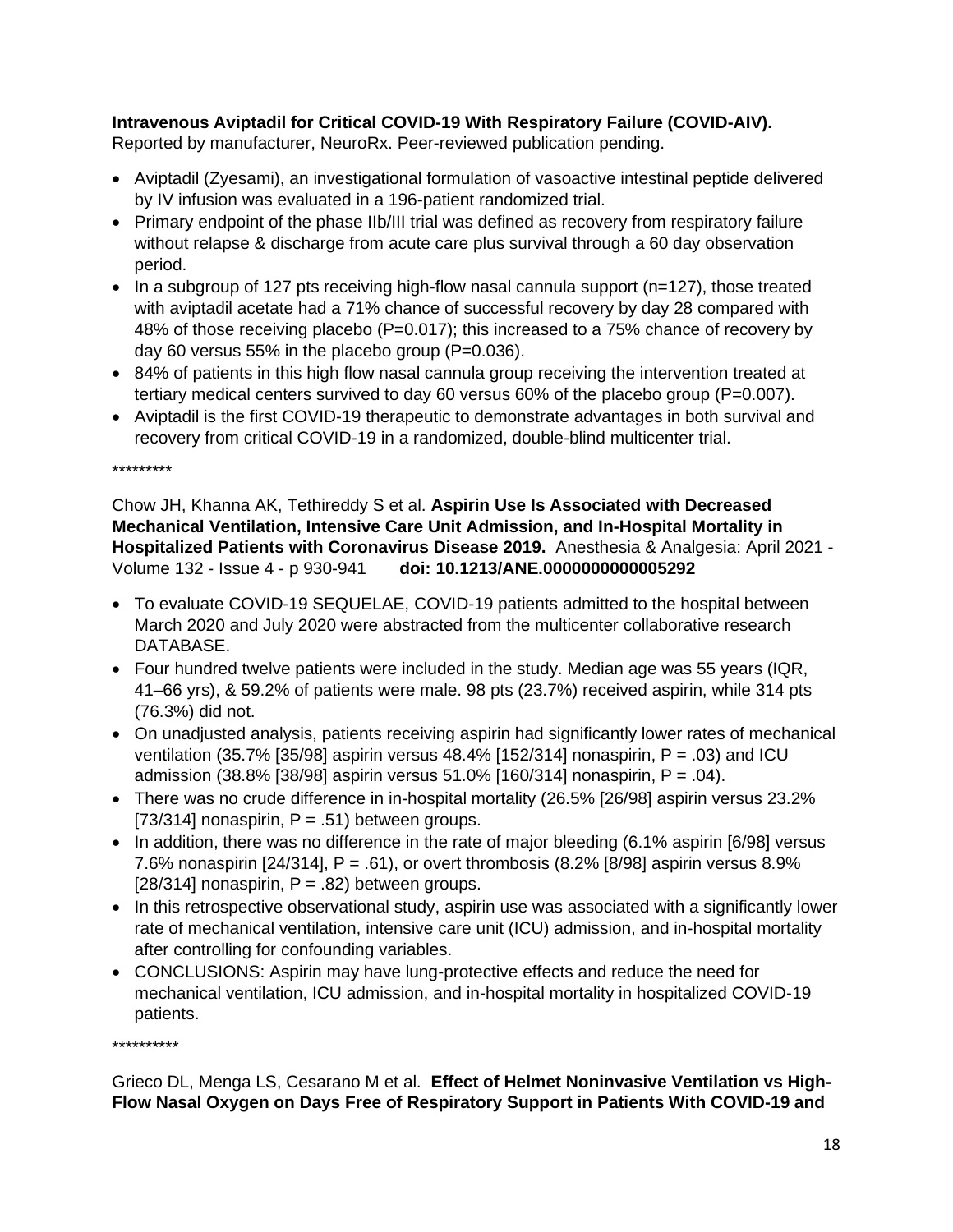**Intravenous Aviptadil for Critical COVID-19 With Respiratory Failure (COVID-AIV).**
Reported by manufacturer, NeuroRx. Peer-reviewed publication pending.

- Aviptadil (Zyesami), an investigational formulation of vasoactive intestinal peptide delivered by IV infusion was evaluated in a 196-patient randomized trial.
- Primary endpoint of the phase IIb/III trial was defined as recovery from respiratory failure without relapse & discharge from acute care plus survival through a 60 day observation period.
- In a subgroup of 127 pts receiving high-flow nasal cannula support (n=127), those treated with aviptadil acetate had a 71% chance of successful recovery by day 28 compared with 48% of those receiving placebo (P=0.017); this increased to a 75% chance of recovery by day 60 versus 55% in the placebo group (P=0.036).
- 84% of patients in this high flow nasal cannula group receiving the intervention treated at tertiary medical centers survived to day 60 versus 60% of the placebo group (P=0.007).
- Aviptadil is the first COVID-19 therapeutic to demonstrate advantages in both survival and recovery from critical COVID-19 in a randomized, double-blind multicenter trial.

*********

Chow JH, Khanna AK, Tethireddy S et al. **Aspirin Use Is Associated with Decreased Mechanical Ventilation, Intensive Care Unit Admission, and In-Hospital Mortality in Hospitalized Patients with Coronavirus Disease 2019.** Anesthesia & Analgesia: April 2021 - Volume 132 - Issue 4 - p 930-941 **doi: 10.1213/ANE.0000000000005292**

- To evaluate COVID-19 SEQUELAE, COVID-19 patients admitted to the hospital between March 2020 and July 2020 were abstracted from the multicenter collaborative research DATABASE.
- Four hundred twelve patients were included in the study. Median age was 55 years (IQR, 41–66 yrs), & 59.2% of patients were male. 98 pts (23.7%) received aspirin, while 314 pts (76.3%) did not.
- On unadjusted analysis, patients receiving aspirin had significantly lower rates of mechanical ventilation (35.7% [35/98] aspirin versus 48.4% [152/314] nonaspirin, P = .03) and ICU admission (38.8% [38/98] aspirin versus 51.0% [160/314] nonaspirin, P = .04).
- There was no crude difference in in-hospital mortality (26.5% [26/98] aspirin versus 23.2% [73/314] nonaspirin, P = .51) between groups.
- In addition, there was no difference in the rate of major bleeding (6.1% aspirin [6/98] versus 7.6% nonaspirin [24/314], P = .61), or overt thrombosis (8.2% [8/98] aspirin versus 8.9% [28/314] nonaspirin, P = .82) between groups.
- In this retrospective observational study, aspirin use was associated with a significantly lower rate of mechanical ventilation, intensive care unit (ICU) admission, and in-hospital mortality after controlling for confounding variables.
- CONCLUSIONS: Aspirin may have lung-protective effects and reduce the need for mechanical ventilation, ICU admission, and in-hospital mortality in hospitalized COVID-19 patients.

**********

Grieco DL, Menga LS, Cesarano M et al. **Effect of Helmet Noninvasive Ventilation vs High-Flow Nasal Oxygen on Days Free of Respiratory Support in Patients With COVID-19 and**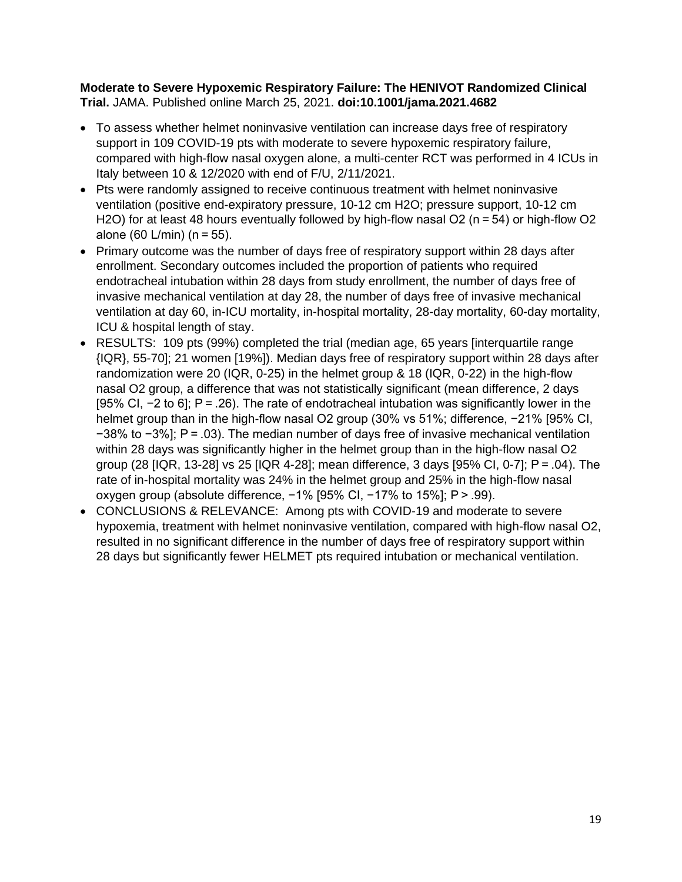**Moderate to Severe Hypoxemic Respiratory Failure: The HENIVOT Randomized Clinical Trial.** JAMA. Published online March 25, 2021. **doi:10.1001/jama.2021.4682**

- To assess whether helmet noninvasive ventilation can increase days free of respiratory support in 109 COVID-19 pts with moderate to severe hypoxemic respiratory failure, compared with high-flow nasal oxygen alone, a multi-center RCT was performed in 4 ICUs in Italy between 10 & 12/2020 with end of F/U, 2/11/2021.
- Pts were randomly assigned to receive continuous treatment with helmet noninvasive ventilation (positive end-expiratory pressure, 10-12 cm H2O; pressure support, 10-12 cm H2O) for at least 48 hours eventually followed by high-flow nasal O2 (n = 54) or high-flow O2 alone (60 L/min) (n = 55).
- Primary outcome was the number of days free of respiratory support within 28 days after enrollment. Secondary outcomes included the proportion of patients who required endotracheal intubation within 28 days from study enrollment, the number of days free of invasive mechanical ventilation at day 28, the number of days free of invasive mechanical ventilation at day 60, in-ICU mortality, in-hospital mortality, 28-day mortality, 60-day mortality, ICU & hospital length of stay.
- RESULTS: 109 pts (99%) completed the trial (median age, 65 years [interquartile range {IQR}, 55-70]; 21 women [19%]). Median days free of respiratory support within 28 days after randomization were 20 (IQR, 0-25) in the helmet group & 18 (IQR, 0-22) in the high-flow nasal O2 group, a difference that was not statistically significant (mean difference, 2 days [95% CI, −2 to 6]; P = .26). The rate of endotracheal intubation was significantly lower in the helmet group than in the high-flow nasal O2 group (30% vs 51%; difference, −21% [95% CI, −38% to −3%]; P = .03). The median number of days free of invasive mechanical ventilation within 28 days was significantly higher in the helmet group than in the high-flow nasal O2 group (28 [IQR, 13-28] vs 25 [IQR 4-28]; mean difference, 3 days [95% CI, 0-7]; P = .04). The rate of in-hospital mortality was 24% in the helmet group and 25% in the high-flow nasal oxygen group (absolute difference, −1% [95% CI, −17% to 15%]; P > .99).
- CONCLUSIONS & RELEVANCE: Among pts with COVID-19 and moderate to severe hypoxemia, treatment with helmet noninvasive ventilation, compared with high-flow nasal O2, resulted in no significant difference in the number of days free of respiratory support within 28 days but significantly fewer HELMET pts required intubation or mechanical ventilation.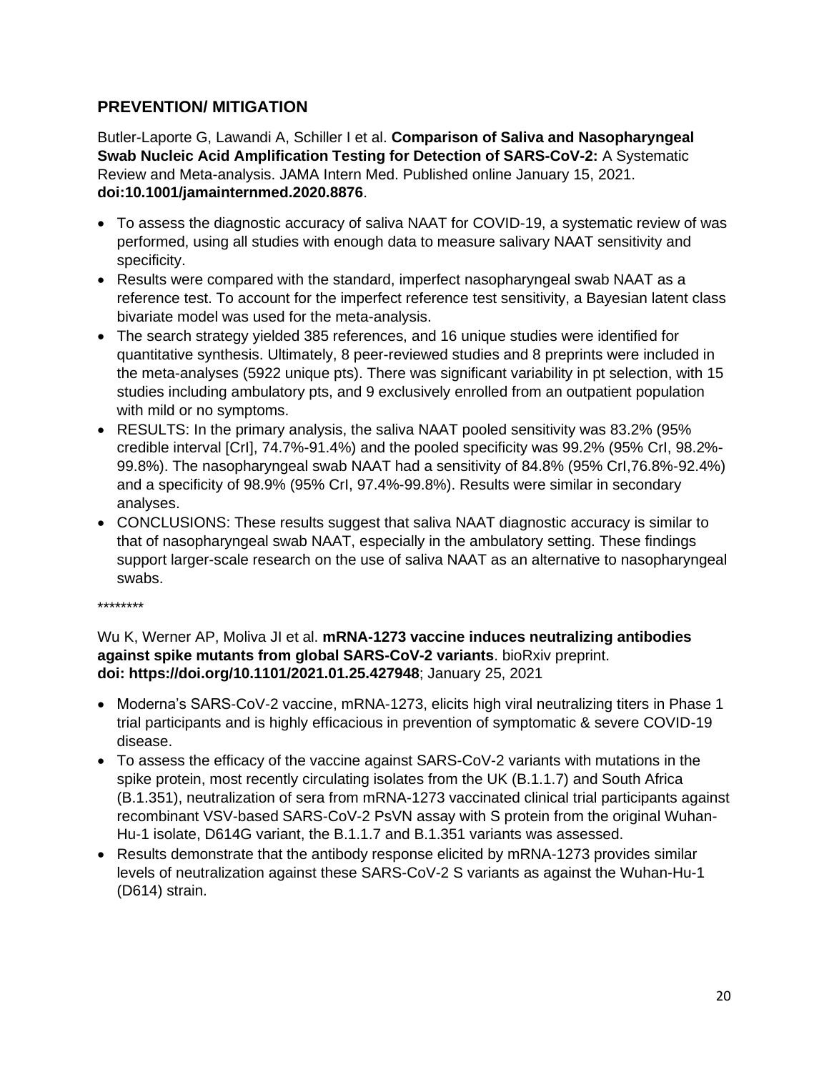## PREVENTION/ MITIGATION

Butler-Laporte G, Lawandi A, Schiller I et al. **Comparison of Saliva and Nasopharyngeal Swab Nucleic Acid Amplification Testing for Detection of SARS-CoV-2:** A Systematic Review and Meta-analysis. JAMA Intern Med. Published online January 15, 2021. **doi:10.1001/jamainternmed.2020.8876**.

- To assess the diagnostic accuracy of saliva NAAT for COVID-19, a systematic review of was performed, using all studies with enough data to measure salivary NAAT sensitivity and specificity.
- Results were compared with the standard, imperfect nasopharyngeal swab NAAT as a reference test. To account for the imperfect reference test sensitivity, a Bayesian latent class bivariate model was used for the meta-analysis.
- The search strategy yielded 385 references, and 16 unique studies were identified for quantitative synthesis. Ultimately, 8 peer-reviewed studies and 8 preprints were included in the meta-analyses (5922 unique pts). There was significant variability in pt selection, with 15 studies including ambulatory pts, and 9 exclusively enrolled from an outpatient population with mild or no symptoms.
- RESULTS: In the primary analysis, the saliva NAAT pooled sensitivity was 83.2% (95% credible interval [CrI], 74.7%-91.4%) and the pooled specificity was 99.2% (95% CrI, 98.2%-99.8%). The nasopharyngeal swab NAAT had a sensitivity of 84.8% (95% CrI,76.8%-92.4%) and a specificity of 98.9% (95% CrI, 97.4%-99.8%). Results were similar in secondary analyses.
- CONCLUSIONS: These results suggest that saliva NAAT diagnostic accuracy is similar to that of nasopharyngeal swab NAAT, especially in the ambulatory setting. These findings support larger-scale research on the use of saliva NAAT as an alternative to nasopharyngeal swabs.

********

Wu K, Werner AP, Moliva JI et al. **mRNA-1273 vaccine induces neutralizing antibodies against spike mutants from global SARS-CoV-2 variants**. bioRxiv preprint. **doi: https://doi.org/10.1101/2021.01.25.427948**; January 25, 2021

- Moderna's SARS-CoV-2 vaccine, mRNA-1273, elicits high viral neutralizing titers in Phase 1 trial participants and is highly efficacious in prevention of symptomatic & severe COVID-19 disease.
- To assess the efficacy of the vaccine against SARS-CoV-2 variants with mutations in the spike protein, most recently circulating isolates from the UK (B.1.1.7) and South Africa (B.1.351), neutralization of sera from mRNA-1273 vaccinated clinical trial participants against recombinant VSV-based SARS-CoV-2 PsVN assay with S protein from the original Wuhan-Hu-1 isolate, D614G variant, the B.1.1.7 and B.1.351 variants was assessed.
- Results demonstrate that the antibody response elicited by mRNA-1273 provides similar levels of neutralization against these SARS-CoV-2 S variants as against the Wuhan-Hu-1 (D614) strain.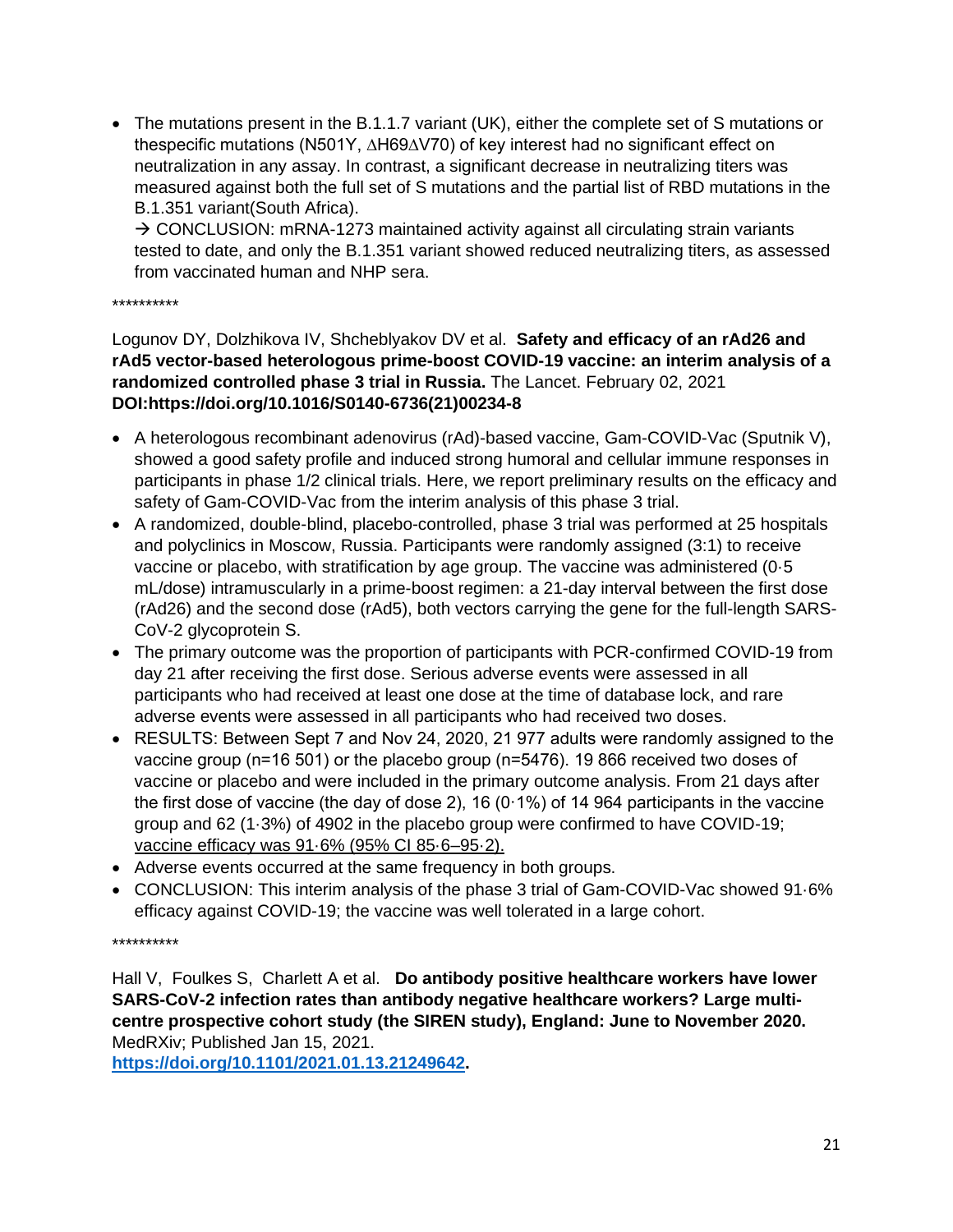- The mutations present in the B.1.1.7 variant (UK), either the complete set of S mutations or thespecific mutations (N501Y, ∆H69∆V70) of key interest had no significant effect on neutralization in any assay. In contrast, a significant decrease in neutralizing titers was measured against both the full set of S mutations and the partial list of RBD mutations in the B.1.351 variant(South Africa).
  → CONCLUSION: mRNA-1273 maintained activity against all circulating strain variants tested to date, and only the B.1.351 variant showed reduced neutralizing titers, as assessed from vaccinated human and NHP sera.

**********

Logunov DY, Dolzhikova IV, Shcheblyakov DV et al. **Safety and efficacy of an rAd26 and rAd5 vector-based heterologous prime-boost COVID-19 vaccine: an interim analysis of a randomized controlled phase 3 trial in Russia.** The Lancet. February 02, 2021 **DOI:https://doi.org/10.1016/S0140-6736(21)00234-8**

- A heterologous recombinant adenovirus (rAd)-based vaccine, Gam-COVID-Vac (Sputnik V), showed a good safety profile and induced strong humoral and cellular immune responses in participants in phase 1/2 clinical trials. Here, we report preliminary results on the efficacy and safety of Gam-COVID-Vac from the interim analysis of this phase 3 trial.
- A randomized, double-blind, placebo-controlled, phase 3 trial was performed at 25 hospitals and polyclinics in Moscow, Russia. Participants were randomly assigned (3:1) to receive vaccine or placebo, with stratification by age group. The vaccine was administered (0·5 mL/dose) intramuscularly in a prime-boost regimen: a 21-day interval between the first dose (rAd26) and the second dose (rAd5), both vectors carrying the gene for the full-length SARS-CoV-2 glycoprotein S.
- The primary outcome was the proportion of participants with PCR-confirmed COVID-19 from day 21 after receiving the first dose. Serious adverse events were assessed in all participants who had received at least one dose at the time of database lock, and rare adverse events were assessed in all participants who had received two doses.
- RESULTS: Between Sept 7 and Nov 24, 2020, 21 977 adults were randomly assigned to the vaccine group (n=16 501) or the placebo group (n=5476). 19 866 received two doses of vaccine or placebo and were included in the primary outcome analysis. From 21 days after the first dose of vaccine (the day of dose 2), 16 (0·1%) of 14 964 participants in the vaccine group and 62 (1·3%) of 4902 in the placebo group were confirmed to have COVID-19; <u>vaccine efficacy was 91·6% (95% CI 85·6–95·2).</u>
- Adverse events occurred at the same frequency in both groups.
- CONCLUSION: This interim analysis of the phase 3 trial of Gam-COVID-Vac showed 91·6% efficacy against COVID-19; the vaccine was well tolerated in a large cohort.

**********

Hall V, Foulkes S, Charlett A et al. **Do antibody positive healthcare workers have lower SARS-CoV-2 infection rates than antibody negative healthcare workers? Large multi-centre prospective cohort study (the SIREN study), England: June to November 2020.** MedRXiv; Published Jan 15, 2021. **https://doi.org/10.1101/2021.01.13.21249642.**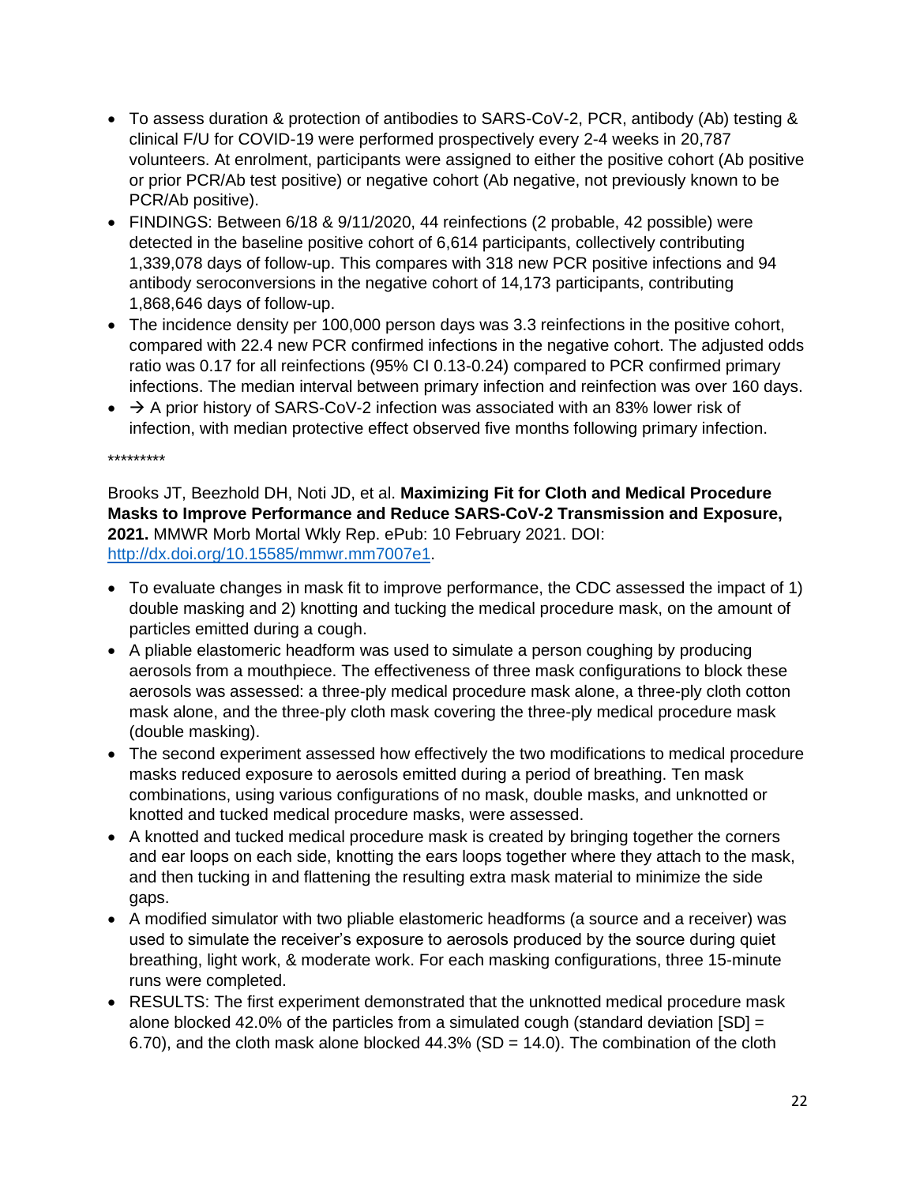- To assess duration & protection of antibodies to SARS-CoV-2, PCR, antibody (Ab) testing & clinical F/U for COVID-19 were performed prospectively every 2-4 weeks in 20,787 volunteers. At enrolment, participants were assigned to either the positive cohort (Ab positive or prior PCR/Ab test positive) or negative cohort (Ab negative, not previously known to be PCR/Ab positive).
- FINDINGS: Between 6/18 & 9/11/2020, 44 reinfections (2 probable, 42 possible) were detected in the baseline positive cohort of 6,614 participants, collectively contributing 1,339,078 days of follow-up. This compares with 318 new PCR positive infections and 94 antibody seroconversions in the negative cohort of 14,173 participants, contributing 1,868,646 days of follow-up.
- The incidence density per 100,000 person days was 3.3 reinfections in the positive cohort, compared with 22.4 new PCR confirmed infections in the negative cohort. The adjusted odds ratio was 0.17 for all reinfections (95% CI 0.13-0.24) compared to PCR confirmed primary infections. The median interval between primary infection and reinfection was over 160 days.
- → A prior history of SARS-CoV-2 infection was associated with an 83% lower risk of infection, with median protective effect observed five months following primary infection.

*********

Brooks JT, Beezhold DH, Noti JD, et al. **Maximizing Fit for Cloth and Medical Procedure Masks to Improve Performance and Reduce SARS-CoV-2 Transmission and Exposure, 2021.** MMWR Morb Mortal Wkly Rep. ePub: 10 February 2021. DOI: [http://dx.doi.org/10.15585/mmwr.mm7007e1](http://dx.doi.org/10.15585/mmwr.mm7007e1).

- To evaluate changes in mask fit to improve performance, the CDC assessed the impact of 1) double masking and 2) knotting and tucking the medical procedure mask, on the amount of particles emitted during a cough.
- A pliable elastomeric headform was used to simulate a person coughing by producing aerosols from a mouthpiece. The effectiveness of three mask configurations to block these aerosols was assessed: a three-ply medical procedure mask alone, a three-ply cloth cotton mask alone, and the three-ply cloth mask covering the three-ply medical procedure mask (double masking).
- The second experiment assessed how effectively the two modifications to medical procedure masks reduced exposure to aerosols emitted during a period of breathing. Ten mask combinations, using various configurations of no mask, double masks, and unknotted or knotted and tucked medical procedure masks, were assessed.
- A knotted and tucked medical procedure mask is created by bringing together the corners and ear loops on each side, knotting the ears loops together where they attach to the mask, and then tucking in and flattening the resulting extra mask material to minimize the side gaps.
- A modified simulator with two pliable elastomeric headforms (a source and a receiver) was used to simulate the receiver's exposure to aerosols produced by the source during quiet breathing, light work, & moderate work. For each masking configurations, three 15-minute runs were completed.
- RESULTS: The first experiment demonstrated that the unknotted medical procedure mask alone blocked 42.0% of the particles from a simulated cough (standard deviation [SD] = 6.70), and the cloth mask alone blocked 44.3% (SD = 14.0). The combination of the cloth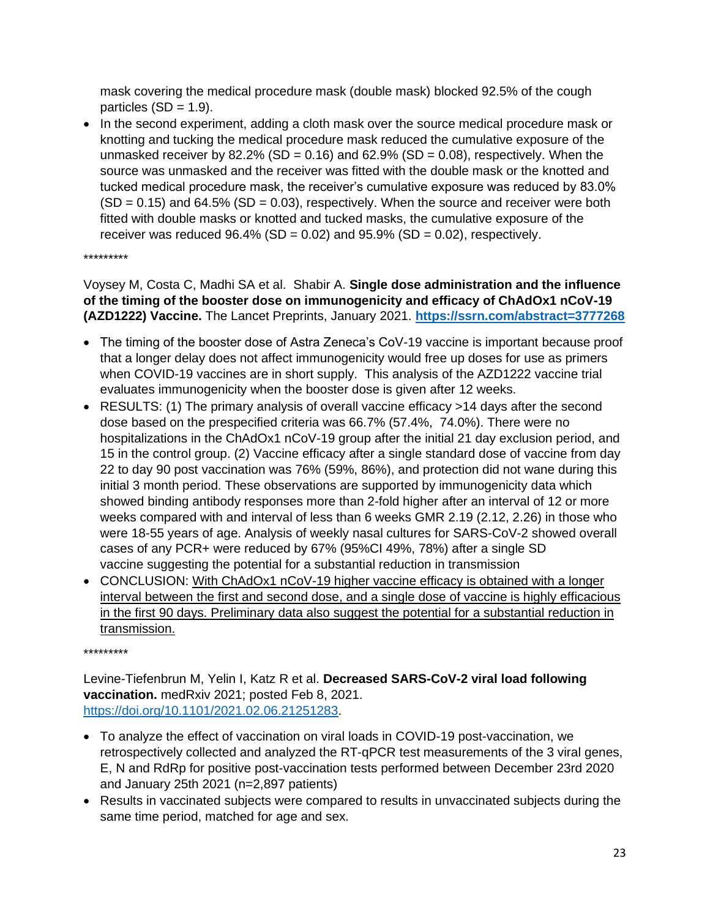mask covering the medical procedure mask (double mask) blocked 92.5% of the cough particles (SD = 1.9).

- In the second experiment, adding a cloth mask over the source medical procedure mask or knotting and tucking the medical procedure mask reduced the cumulative exposure of the unmasked receiver by 82.2% (SD = 0.16) and 62.9% (SD = 0.08), respectively. When the source was unmasked and the receiver was fitted with the double mask or the knotted and tucked medical procedure mask, the receiver's cumulative exposure was reduced by 83.0% (SD = 0.15) and 64.5% (SD = 0.03), respectively. When the source and receiver were both fitted with double masks or knotted and tucked masks, the cumulative exposure of the receiver was reduced 96.4% (SD = 0.02) and 95.9% (SD = 0.02), respectively.

*********

Voysey M, Costa C, Madhi SA et al. Shabir A. **Single dose administration and the influence of the timing of the booster dose on immunogenicity and efficacy of ChAdOx1 nCoV-19 (AZD1222) Vaccine.** The Lancet Preprints, January 2021. **[https://ssrn.com/abstract=3777268](https://ssrn.com/abstract=3777268)**

- The timing of the booster dose of Astra Zeneca's CoV-19 vaccine is important because proof that a longer delay does not affect immunogenicity would free up doses for use as primers when COVID-19 vaccines are in short supply. This analysis of the AZD1222 vaccine trial evaluates immunogenicity when the booster dose is given after 12 weeks.
- RESULTS: (1) The primary analysis of overall vaccine efficacy >14 days after the second dose based on the prespecified criteria was 66.7% (57.4%, 74.0%). There were no hospitalizations in the ChAdOx1 nCoV-19 group after the initial 21 day exclusion period, and 15 in the control group. (2) Vaccine efficacy after a single standard dose of vaccine from day 22 to day 90 post vaccination was 76% (59%, 86%), and protection did not wane during this initial 3 month period. These observations are supported by immunogenicity data which showed binding antibody responses more than 2-fold higher after an interval of 12 or more weeks compared with and interval of less than 6 weeks GMR 2.19 (2.12, 2.26) in those who were 18-55 years of age. Analysis of weekly nasal cultures for SARS-CoV-2 showed overall cases of any PCR+ were reduced by 67% (95%CI 49%, 78%) after a single SD vaccine suggesting the potential for a substantial reduction in transmission
- CONCLUSION: <u>With ChAdOx1 nCoV-19 higher vaccine efficacy is obtained with a longer interval between the first and second dose, and a single dose of vaccine is highly efficacious in the first 90 days. Preliminary data also suggest the potential for a substantial reduction in transmission.</u>

*********

Levine-Tiefenbrun M, Yelin I, Katz R et al. **Decreased SARS-CoV-2 viral load following vaccination.** medRxiv 2021; posted Feb 8, 2021. [https://doi.org/10.1101/2021.02.06.21251283](https://doi.org/10.1101/2021.02.06.21251283).

- To analyze the effect of vaccination on viral loads in COVID-19 post-vaccination, we retrospectively collected and analyzed the RT-qPCR test measurements of the 3 viral genes, E, N and RdRp for positive post-vaccination tests performed between December 23rd 2020 and January 25th 2021 (n=2,897 patients)
- Results in vaccinated subjects were compared to results in unvaccinated subjects during the same time period, matched for age and sex.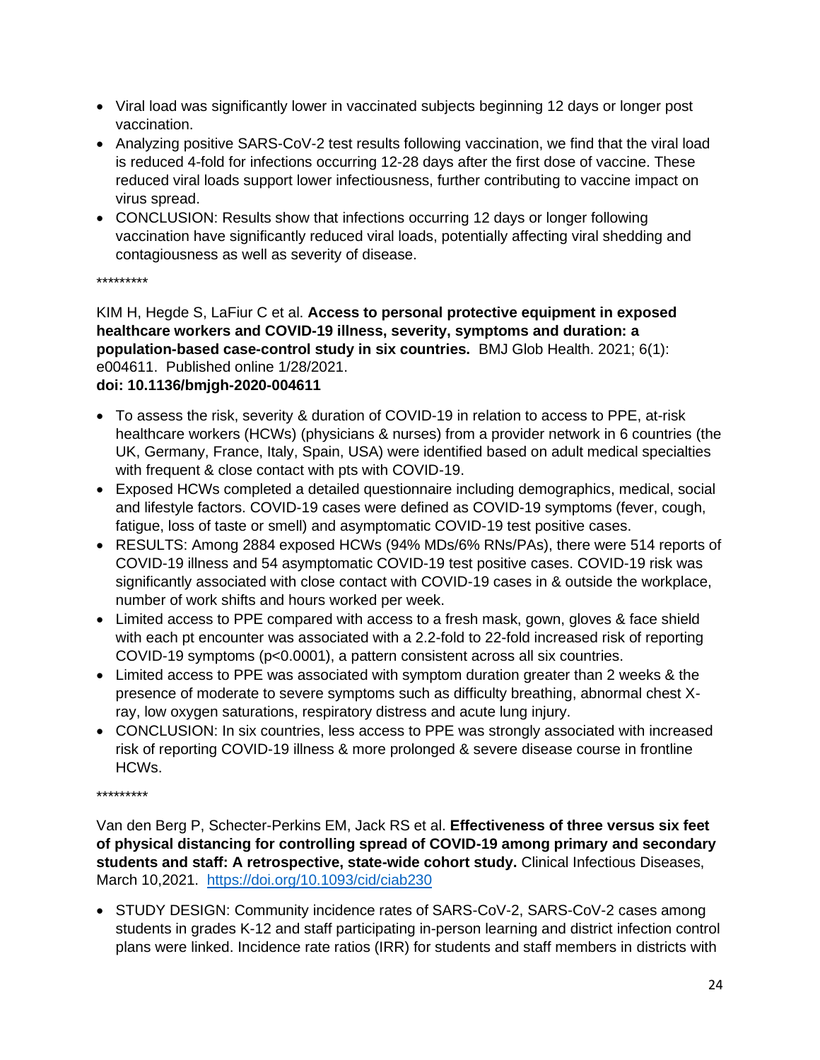- Viral load was significantly lower in vaccinated subjects beginning 12 days or longer post vaccination.
- Analyzing positive SARS-CoV-2 test results following vaccination, we find that the viral load is reduced 4-fold for infections occurring 12-28 days after the first dose of vaccine. These reduced viral loads support lower infectiousness, further contributing to vaccine impact on virus spread.
- CONCLUSION: Results show that infections occurring 12 days or longer following vaccination have significantly reduced viral loads, potentially affecting viral shedding and contagiousness as well as severity of disease.

*********

KIM H, Hegde S, LaFiur C et al. **Access to personal protective equipment in exposed healthcare workers and COVID-19 illness, severity, symptoms and duration: a population-based case-control study in six countries.** BMJ Glob Health. 2021; 6(1): e004611. Published online 1/28/2021.
**doi: 10.1136/bmjgh-2020-004611**

- To assess the risk, severity & duration of COVID-19 in relation to access to PPE, at-risk healthcare workers (HCWs) (physicians & nurses) from a provider network in 6 countries (the UK, Germany, France, Italy, Spain, USA) were identified based on adult medical specialties with frequent & close contact with pts with COVID-19.
- Exposed HCWs completed a detailed questionnaire including demographics, medical, social and lifestyle factors. COVID-19 cases were defined as COVID-19 symptoms (fever, cough, fatigue, loss of taste or smell) and asymptomatic COVID-19 test positive cases.
- RESULTS: Among 2884 exposed HCWs (94% MDs/6% RNs/PAs), there were 514 reports of COVID-19 illness and 54 asymptomatic COVID-19 test positive cases. COVID-19 risk was significantly associated with close contact with COVID-19 cases in & outside the workplace, number of work shifts and hours worked per week.
- Limited access to PPE compared with access to a fresh mask, gown, gloves & face shield with each pt encounter was associated with a 2.2-fold to 22-fold increased risk of reporting COVID-19 symptoms ($p<0.0001$), a pattern consistent across all six countries.
- Limited access to PPE was associated with symptom duration greater than 2 weeks & the presence of moderate to severe symptoms such as difficulty breathing, abnormal chest X-ray, low oxygen saturations, respiratory distress and acute lung injury.
- CONCLUSION: In six countries, less access to PPE was strongly associated with increased risk of reporting COVID-19 illness & more prolonged & severe disease course in frontline HCWs.

*********

Van den Berg P, Schecter-Perkins EM, Jack RS et al. **Effectiveness of three versus six feet of physical distancing for controlling spread of COVID-19 among primary and secondary students and staff: A retrospective, state-wide cohort study.** Clinical Infectious Diseases, March 10,2021. https://doi.org/10.1093/cid/ciab230

- STUDY DESIGN: Community incidence rates of SARS-CoV-2, SARS-CoV-2 cases among students in grades K-12 and staff participating in-person learning and district infection control plans were linked. Incidence rate ratios (IRR) for students and staff members in districts with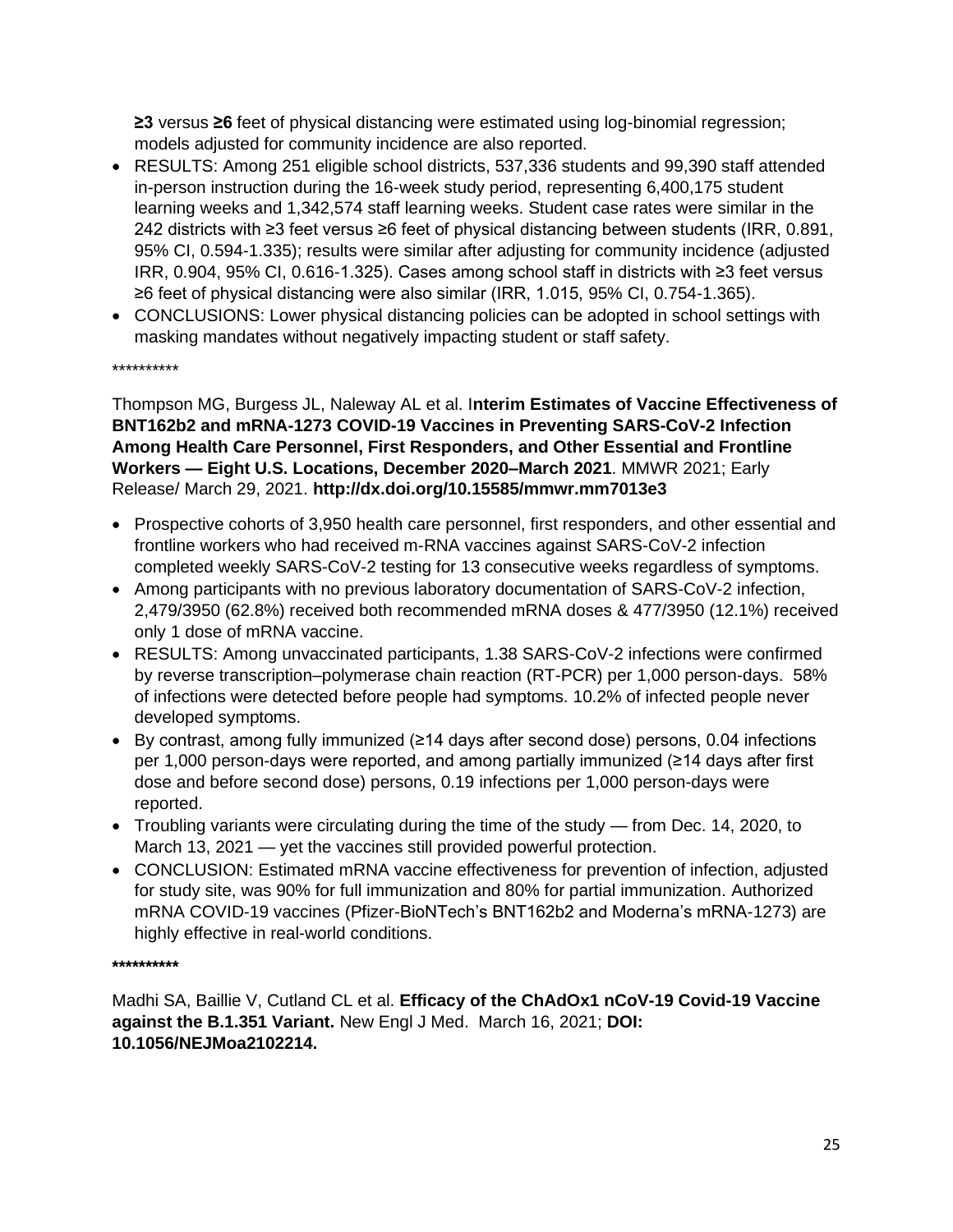**≥3** versus **≥6** feet of physical distancing were estimated using log-binomial regression; models adjusted for community incidence are also reported.

- RESULTS: Among 251 eligible school districts, 537,336 students and 99,390 staff attended in-person instruction during the 16-week study period, representing 6,400,175 student learning weeks and 1,342,574 staff learning weeks. Student case rates were similar in the 242 districts with ≥3 feet versus ≥6 feet of physical distancing between students (IRR, 0.891, 95% CI, 0.594-1.335); results were similar after adjusting for community incidence (adjusted IRR, 0.904, 95% CI, 0.616-1.325). Cases among school staff in districts with ≥3 feet versus ≥6 feet of physical distancing were also similar (IRR, 1.015, 95% CI, 0.754-1.365).
- CONCLUSIONS: Lower physical distancing policies can be adopted in school settings with masking mandates without negatively impacting student or staff safety.

**********

Thompson MG, Burgess JL, Naleway AL et al. I**nterim Estimates of Vaccine Effectiveness of BNT162b2 and mRNA-1273 COVID-19 Vaccines in Preventing SARS-CoV-2 Infection Among Health Care Personnel, First Responders, and Other Essential and Frontline Workers — Eight U.S. Locations, December 2020–March 2021**. MMWR 2021; Early Release/ March 29, 2021. **http://dx.doi.org/10.15585/mmwr.mm7013e3**

- Prospective cohorts of 3,950 health care personnel, first responders, and other essential and frontline workers who had received m-RNA vaccines against SARS-CoV-2 infection completed weekly SARS-CoV-2 testing for 13 consecutive weeks regardless of symptoms.
- Among participants with no previous laboratory documentation of SARS-CoV-2 infection, 2,479/3950 (62.8%) received both recommended mRNA doses & 477/3950 (12.1%) received only 1 dose of mRNA vaccine.
- RESULTS: Among unvaccinated participants, 1.38 SARS-CoV-2 infections were confirmed by reverse transcription–polymerase chain reaction (RT-PCR) per 1,000 person-days. 58% of infections were detected before people had symptoms. 10.2% of infected people never developed symptoms.
- By contrast, among fully immunized (≥14 days after second dose) persons, 0.04 infections per 1,000 person-days were reported, and among partially immunized (≥14 days after first dose and before second dose) persons, 0.19 infections per 1,000 person-days were reported.
- Troubling variants were circulating during the time of the study — from Dec. 14, 2020, to March 13, 2021 — yet the vaccines still provided powerful protection.
- CONCLUSION: Estimated mRNA vaccine effectiveness for prevention of infection, adjusted for study site, was 90% for full immunization and 80% for partial immunization. Authorized mRNA COVID-19 vaccines (Pfizer-BioNTech's BNT162b2 and Moderna's mRNA-1273) are highly effective in real-world conditions.

**\*\*\*\*\*\*\*\*\*\***

Madhi SA, Baillie V, Cutland CL et al. **Efficacy of the ChAdOx1 nCoV-19 Covid-19 Vaccine against the B.1.351 Variant.** New Engl J Med. March 16, 2021; **DOI: 10.1056/NEJMoa2102214.**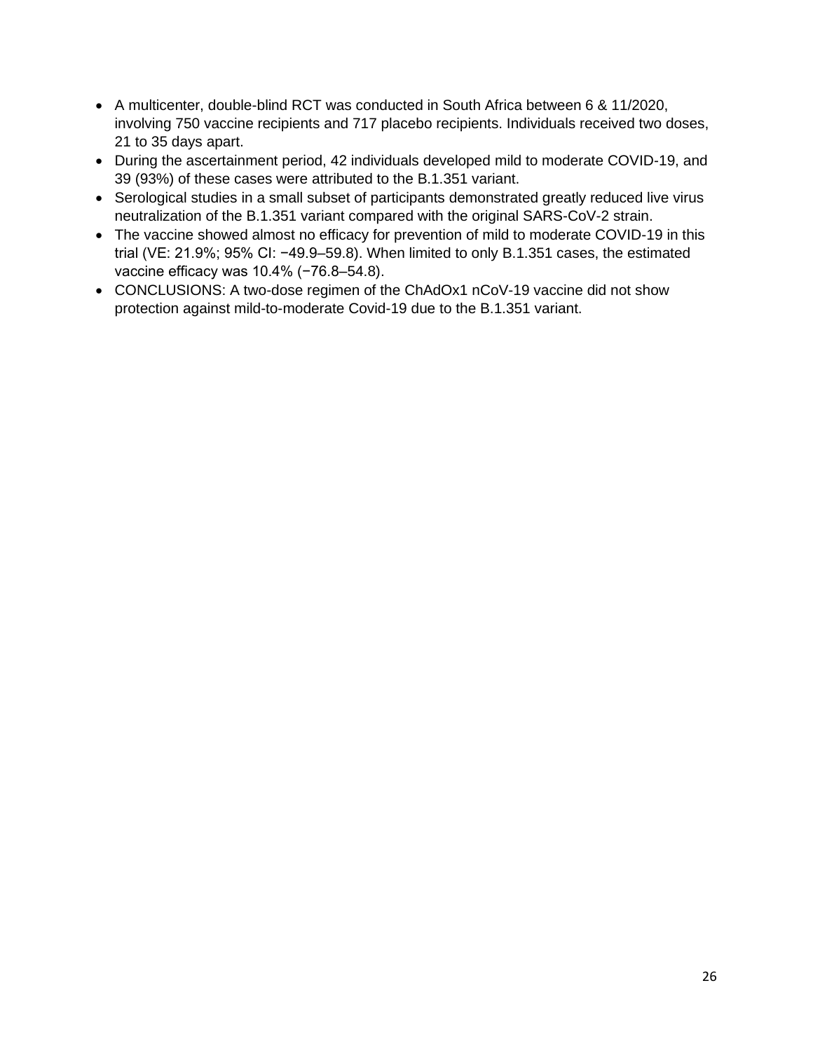- A multicenter, double-blind RCT was conducted in South Africa between 6 & 11/2020, involving 750 vaccine recipients and 717 placebo recipients. Individuals received two doses, 21 to 35 days apart.
- During the ascertainment period, 42 individuals developed mild to moderate COVID-19, and 39 (93%) of these cases were attributed to the B.1.351 variant.
- Serological studies in a small subset of participants demonstrated greatly reduced live virus neutralization of the B.1.351 variant compared with the original SARS-CoV-2 strain.
- The vaccine showed almost no efficacy for prevention of mild to moderate COVID-19 in this trial (VE: 21.9%; 95% CI: −49.9–59.8). When limited to only B.1.351 cases, the estimated vaccine efficacy was 10.4% (−76.8–54.8).
- CONCLUSIONS: A two-dose regimen of the ChAdOx1 nCoV-19 vaccine did not show protection against mild-to-moderate Covid-19 due to the B.1.351 variant.